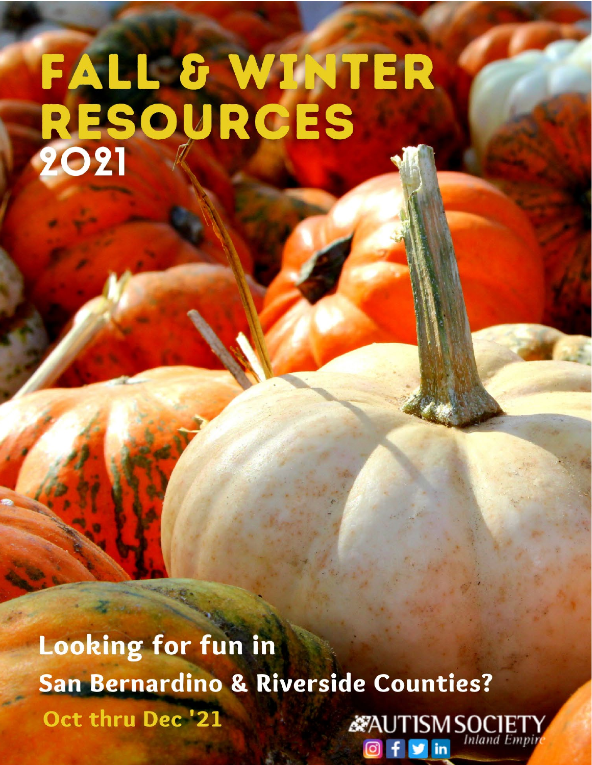# FALL & WINTER RESOURCES 2021

**Looking for fun in**

**San Bernardino & Riverside Counties?**

**Oct thru Dec '21**

AUTISM SOCIETY *Inland Empire*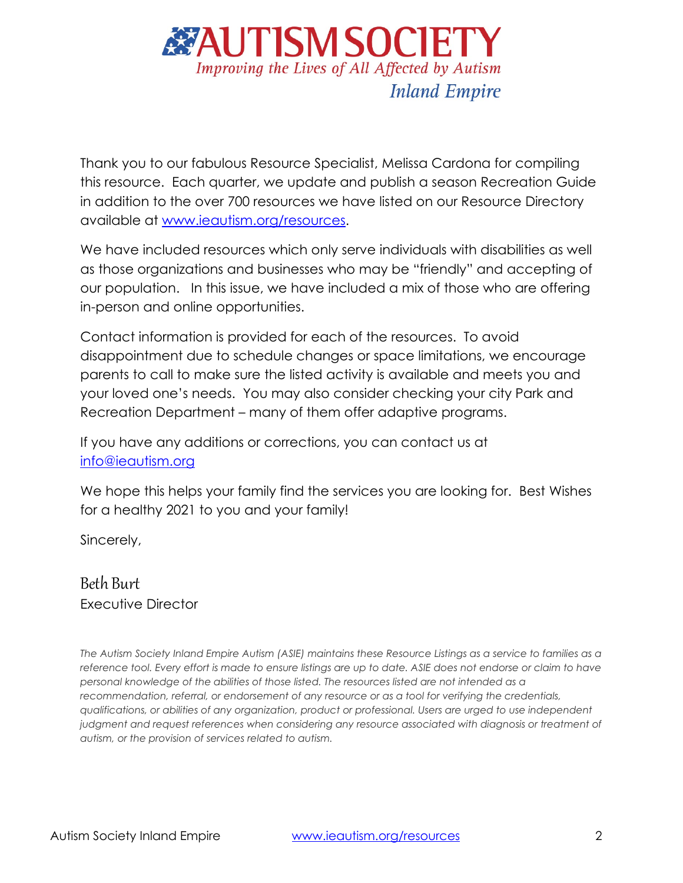# AUTISM SOCIETY

*Improving the Lives of All Affected by Autism*

*Inland Empire*

Thank you to our fabulous Resource Specialist, Melissa Cardona for compiling this resource. Each quarter, we update and publish a season Recreation Guide in addition to the over 700 resources we have listed on our Resource Directory available at [www.ieautism.org/resources](http://www.ieautism.org/resources).

We have included resources which only serve individuals with disabilities as well as those organizations and businesses who may be "friendly" and accepting of our population. In this issue, we have included a mix of those who are offering in-person and online opportunities.

Contact information is provided for each of the resources. To avoid disappointment due to schedule changes or space limitations, we encourage parents to call to make sure the listed activity is available and meets you and your loved one's needs. You may also consider checking your city Park and Recreation Department – many of them offer adaptive programs.

If you have any additions or corrections, you can contact us at [info@ieautism.org](mailto:info@ieautism.org)

We hope this helps your family find the services you are looking for. Best Wishes for a healthy 2021 to you and your family!

Sincerely,

Beth Burt
Executive Director

*The Autism Society Inland Empire Autism (ASIE) maintains these Resource Listings as a service to families as a reference tool. Every effort is made to ensure listings are up to date. ASIE does not endorse or claim to have personal knowledge of the abilities of those listed. The resources listed are not intended as a recommendation, referral, or endorsement of any resource or as a tool for verifying the credentials, qualifications, or abilities of any organization, product or professional. Users are urged to use independent judgment and request references when considering any resource associated with diagnosis or treatment of autism, or the provision of services related to autism.*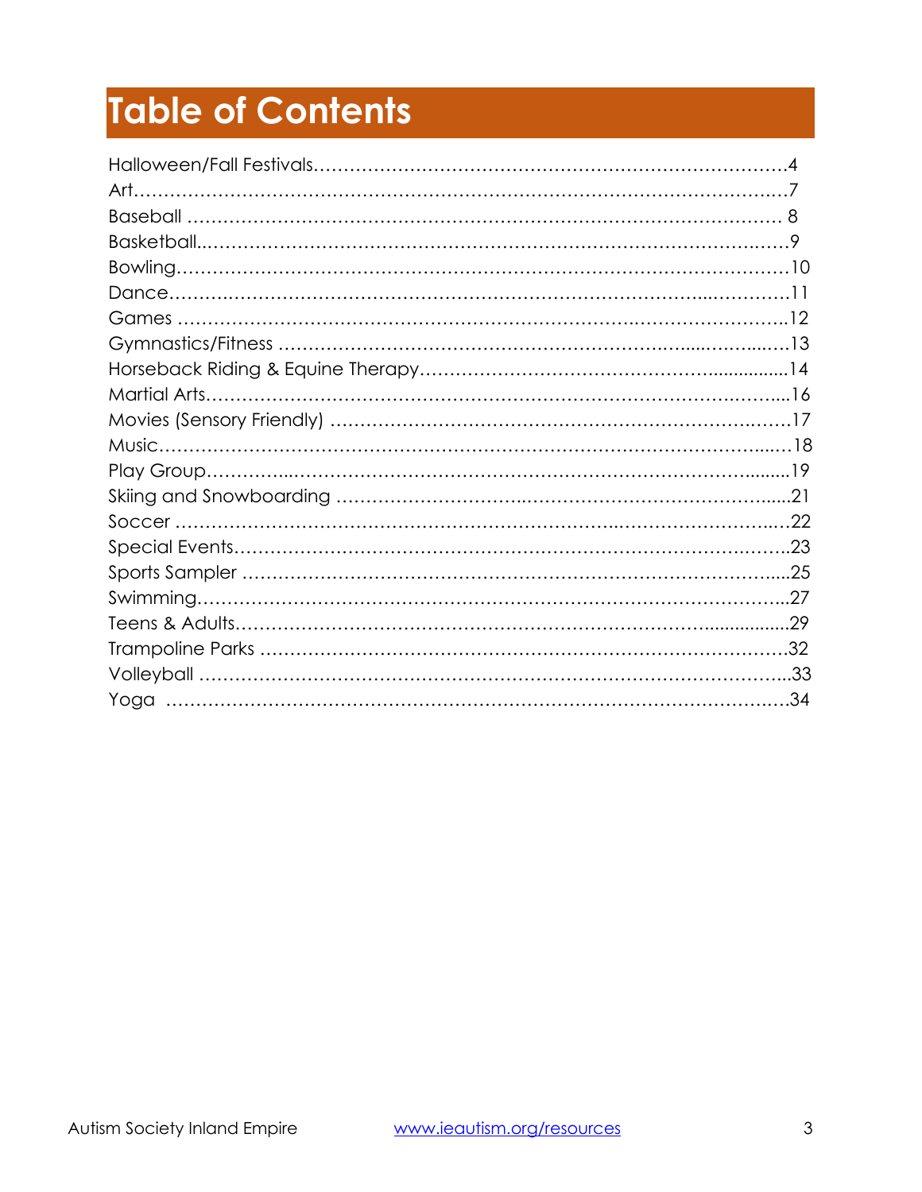# Table of Contents

Halloween/Fall Festivals……………………………………………………………………….4
Art…………………………………………………………………………………………….7
Baseball ………………………………………………………………………………… 8
Basketball…………………………………………………………………………………9
Bowling……………………………………………………………………………………10
Dance………………………………………………………………………………………11
Games ……………………………………………………………………………………12
Gymnastics/Fitness ………………………………………………………………………13
Horseback Riding & Equine Therapy………………………………………………14
Martial Arts…………………………………………………………………………………16
Movies (Sensory Friendly) ……………………………………………………………17
Music………………………………………………………………………………………18
Play Group…………………………………………………………………………………19
Skiing and Snowboarding ………………………………………………………………21
Soccer ……………………………………………………………………………………22
Special Events……………………………………………………………………………23
Sports Sampler …………………………………………………………………………25
Swimming…………………………………………………………………………………27
Teens & Adults……………………………………………………………………………29
Trampoline Parks …………………………………………………………………………32
Volleyball …………………………………………………………………………………33
Yoga ………………………………………………………………………………………34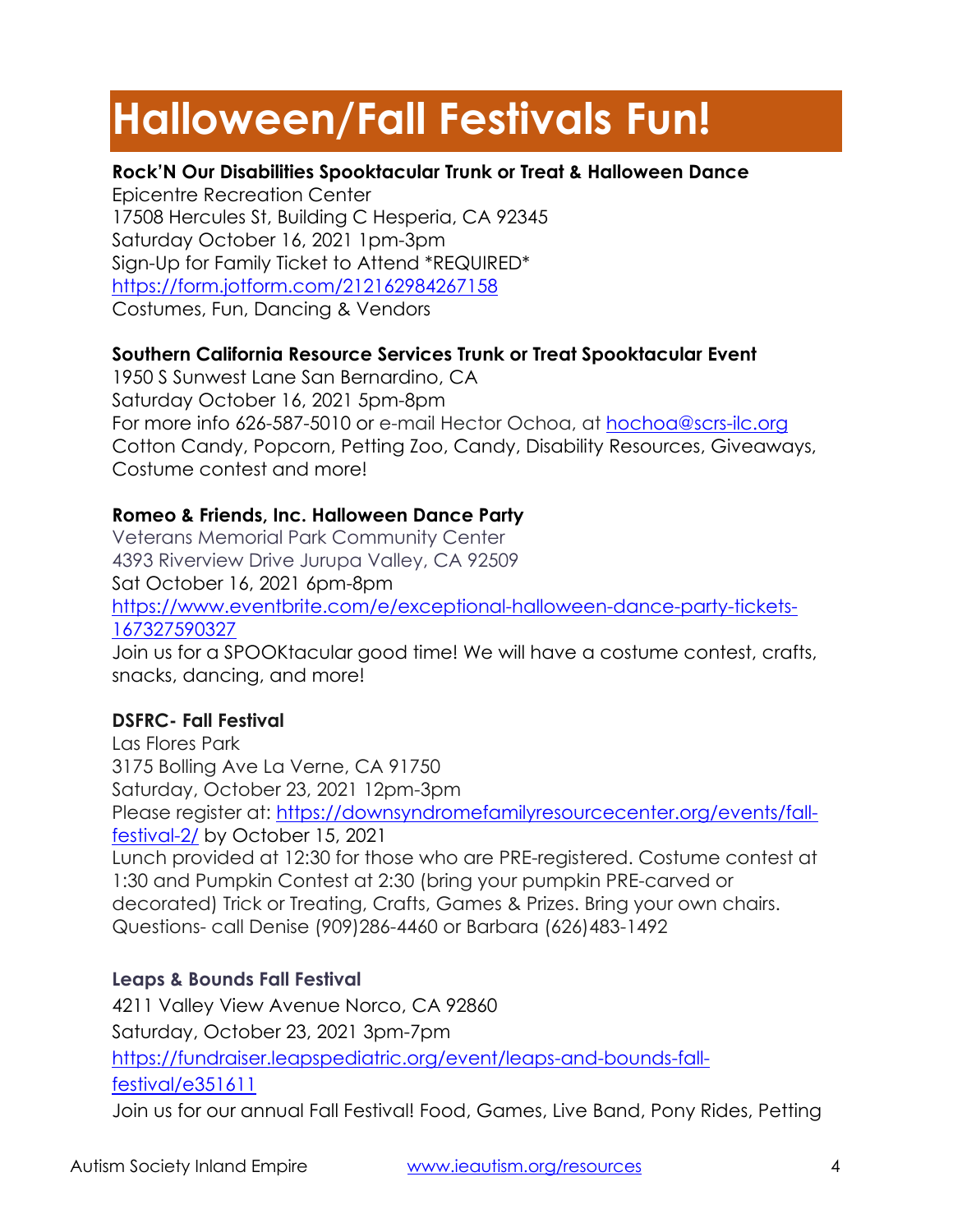# Halloween/Fall Festivals Fun!

**Rock'N Our Disabilities Spooktacular Trunk or Treat & Halloween Dance**
Epicentre Recreation Center
17508 Hercules St, Building C Hesperia, CA 92345
Saturday October 16, 2021 1pm-3pm
Sign-Up for Family Ticket to Attend *REQUIRED*
https://form.jotform.com/212162984267158
Costumes, Fun, Dancing & Vendors

**Southern California Resource Services Trunk or Treat Spooktacular Event**
1950 S Sunwest Lane San Bernardino, CA
Saturday October 16, 2021 5pm-8pm
For more info 626-587-5010 or e-mail Hector Ochoa, at hochoa@scrs-ilc.org
Cotton Candy, Popcorn, Petting Zoo, Candy, Disability Resources, Giveaways, Costume contest and more!

**Romeo & Friends, Inc. Halloween Dance Party**
Veterans Memorial Park Community Center
4393 Riverview Drive Jurupa Valley, CA 92509
Sat October 16, 2021 6pm-8pm
https://www.eventbrite.com/e/exceptional-halloween-dance-party-tickets-167327590327
Join us for a SPOOKtacular good time! We will have a costume contest, crafts, snacks, dancing, and more!

**DSFRC- Fall Festival**
Las Flores Park
3175 Bolling Ave La Verne, CA 91750
Saturday, October 23, 2021 12pm-3pm
Please register at: https://downsyndromefamilyresourcecenter.org/events/fall-festival-2/ by October 15, 2021
Lunch provided at 12:30 for those who are PRE-registered. Costume contest at 1:30 and Pumpkin Contest at 2:30 (bring your pumpkin PRE-carved or decorated) Trick or Treating, Crafts, Games & Prizes. Bring your own chairs. Questions- call Denise (909)286-4460 or Barbara (626)483-1492

**Leaps & Bounds Fall Festival**
4211 Valley View Avenue Norco, CA 92860
Saturday, October 23, 2021 3pm-7pm
https://fundraiser.leapspediatric.org/event/leaps-and-bounds-fall-festival/e351611
Join us for our annual Fall Festival! Food, Games, Live Band, Pony Rides, Petting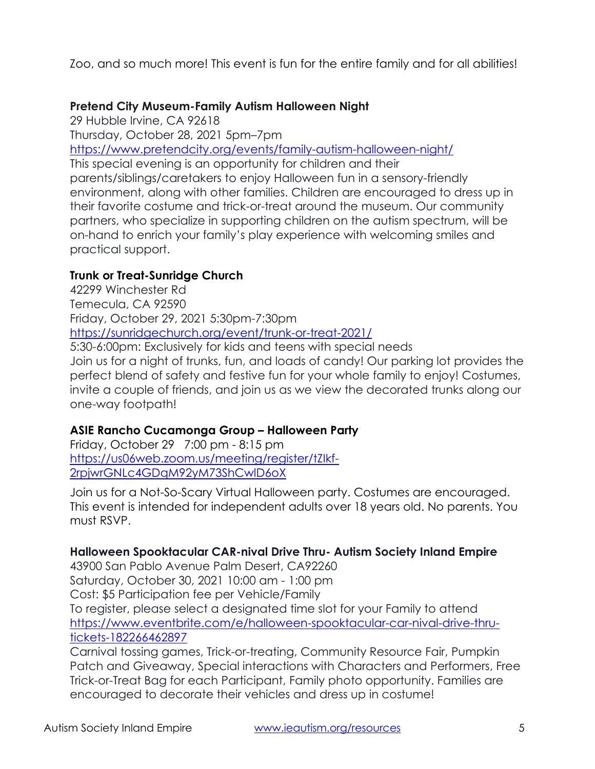Zoo, and so much more! This event is fun for the entire family and for all abilities!

**Pretend City Museum-Family Autism Halloween Night**
29 Hubble Irvine, CA 92618
Thursday, October 28, 2021 5pm–7pm
https://www.pretendcity.org/events/family-autism-halloween-night/
This special evening is an opportunity for children and their parents/siblings/caretakers to enjoy Halloween fun in a sensory-friendly environment, along with other families. Children are encouraged to dress up in their favorite costume and trick-or-treat around the museum. Our community partners, who specialize in supporting children on the autism spectrum, will be on-hand to enrich your family's play experience with welcoming smiles and practical support.

**Trunk or Treat-Sunridge Church**
42299 Winchester Rd
Temecula, CA 92590
Friday, October 29, 2021 5:30pm-7:30pm
https://sunridgechurch.org/event/trunk-or-treat-2021/
5:30-6:00pm: Exclusively for kids and teens with special needs
Join us for a night of trunks, fun, and loads of candy! Our parking lot provides the perfect blend of safety and festive fun for your whole family to enjoy! Costumes, invite a couple of friends, and join us as we view the decorated trunks along our one-way footpath!

**ASIE Rancho Cucamonga Group – Halloween Party**
Friday, October 29 7:00 pm - 8:15 pm
https://us06web.zoom.us/meeting/register/tZIkf-2rpjwrGNLc4GDqM92yM73ShCwlD6oX

Join us for a Not-So-Scary Virtual Halloween party. Costumes are encouraged. This event is intended for independent adults over 18 years old. No parents. You must RSVP.

**Halloween Spooktacular CAR-nival Drive Thru- Autism Society Inland Empire**
43900 San Pablo Avenue Palm Desert, CA92260
Saturday, October 30, 2021 10:00 am - 1:00 pm
Cost: $5 Participation fee per Vehicle/Family
To register, please select a designated time slot for your Family to attend
https://www.eventbrite.com/e/halloween-spooktacular-car-nival-drive-thru-tickets-182266462897
Carnival tossing games, Trick-or-treating, Community Resource Fair, Pumpkin Patch and Giveaway, Special interactions with Characters and Performers, Free Trick-or-Treat Bag for each Participant, Family photo opportunity. Families are encouraged to decorate their vehicles and dress up in costume!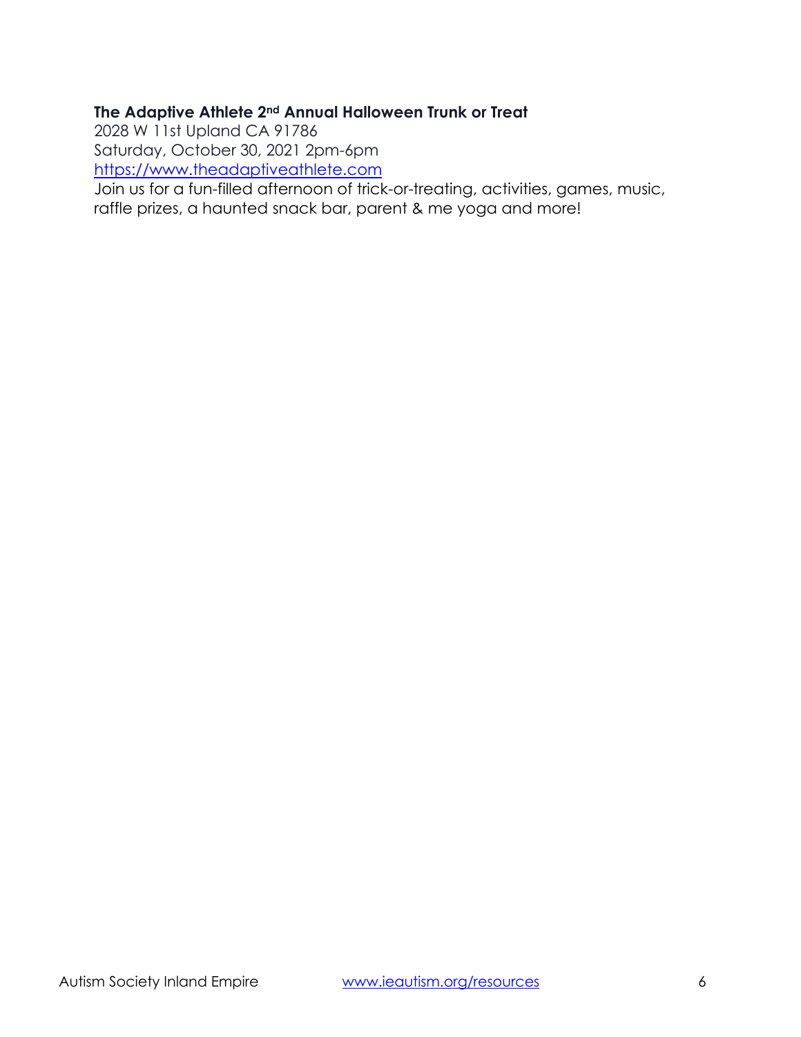**The Adaptive Athlete 2nd Annual Halloween Trunk or Treat**
2028 W 11st Upland CA 91786
Saturday, October 30, 2021 2pm-6pm
https://www.theadaptiveathlete.com
Join us for a fun-filled afternoon of trick-or-treating, activities, games, music, raffle prizes, a haunted snack bar, parent & me yoga and more!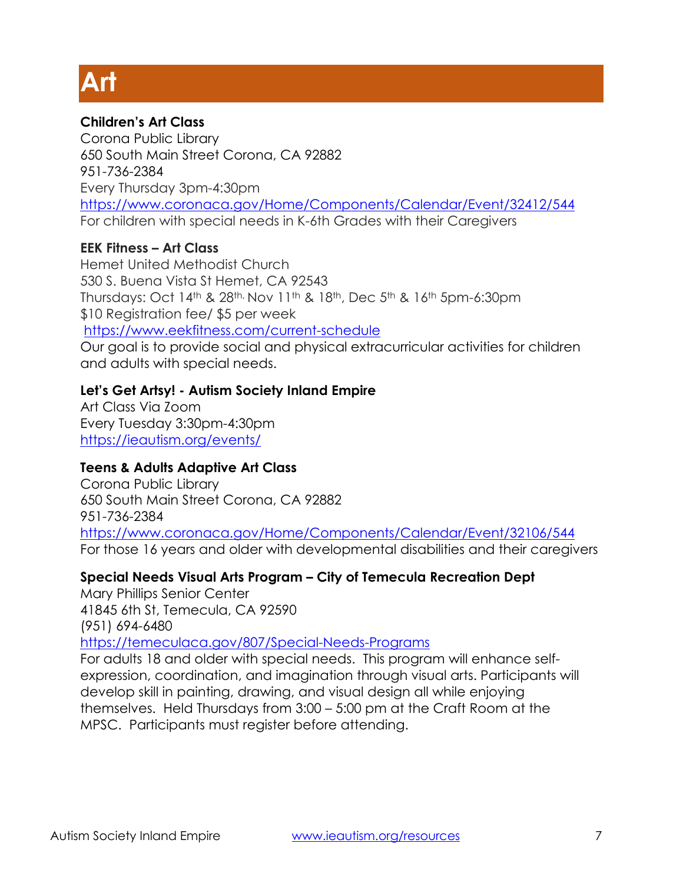# Art

**Children's Art Class**
Corona Public Library
650 South Main Street Corona, CA 92882
951-736-2384
Every Thursday 3pm-4:30pm
https://www.coronaca.gov/Home/Components/Calendar/Event/32412/544
For children with special needs in K-6th Grades with their Caregivers

**EEK Fitness – Art Class**
Hemet United Methodist Church
530 S. Buena Vista St Hemet, CA 92543
Thursdays: Oct 14th & 28th, Nov 11th & 18th, Dec 5th & 16th 5pm-6:30pm
$10 Registration fee/ $5 per week
https://www.eekfitness.com/current-schedule
Our goal is to provide social and physical extracurricular activities for children and adults with special needs.

**Let's Get Artsy! - Autism Society Inland Empire**
Art Class Via Zoom
Every Tuesday 3:30pm-4:30pm
https://ieautism.org/events/

**Teens & Adults Adaptive Art Class**
Corona Public Library
650 South Main Street Corona, CA 92882
951-736-2384
https://www.coronaca.gov/Home/Components/Calendar/Event/32106/544
For those 16 years and older with developmental disabilities and their caregivers

**Special Needs Visual Arts Program – City of Temecula Recreation Dept**
Mary Phillips Senior Center
41845 6th St, Temecula, CA 92590
(951) 694-6480
https://temeculaca.gov/807/Special-Needs-Programs
For adults 18 and older with special needs. This program will enhance self-expression, coordination, and imagination through visual arts. Participants will develop skill in painting, drawing, and visual design all while enjoying themselves. Held Thursdays from 3:00 – 5:00 pm at the Craft Room at the MPSC. Participants must register before attending.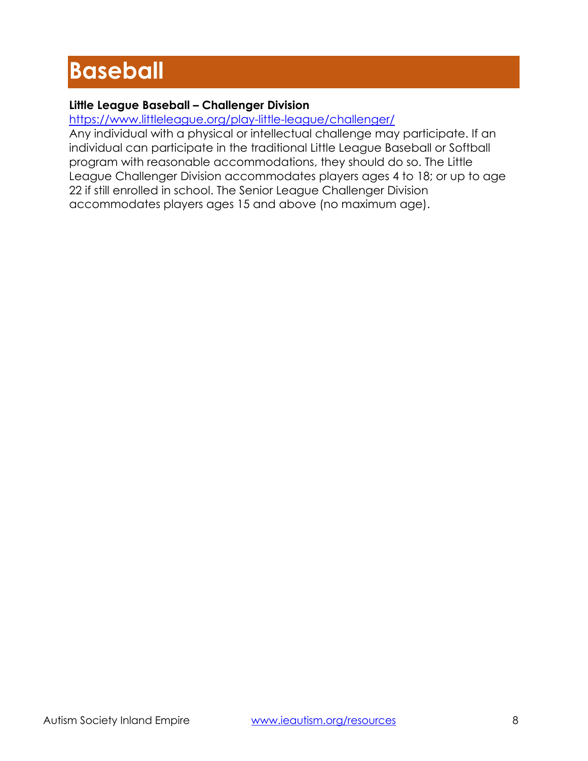# Baseball

**Little League Baseball – Challenger Division**
https://www.littleleague.org/play-little-league/challenger/
Any individual with a physical or intellectual challenge may participate. If an individual can participate in the traditional Little League Baseball or Softball program with reasonable accommodations, they should do so. The Little League Challenger Division accommodates players ages 4 to 18; or up to age 22 if still enrolled in school. The Senior League Challenger Division accommodates players ages 15 and above (no maximum age).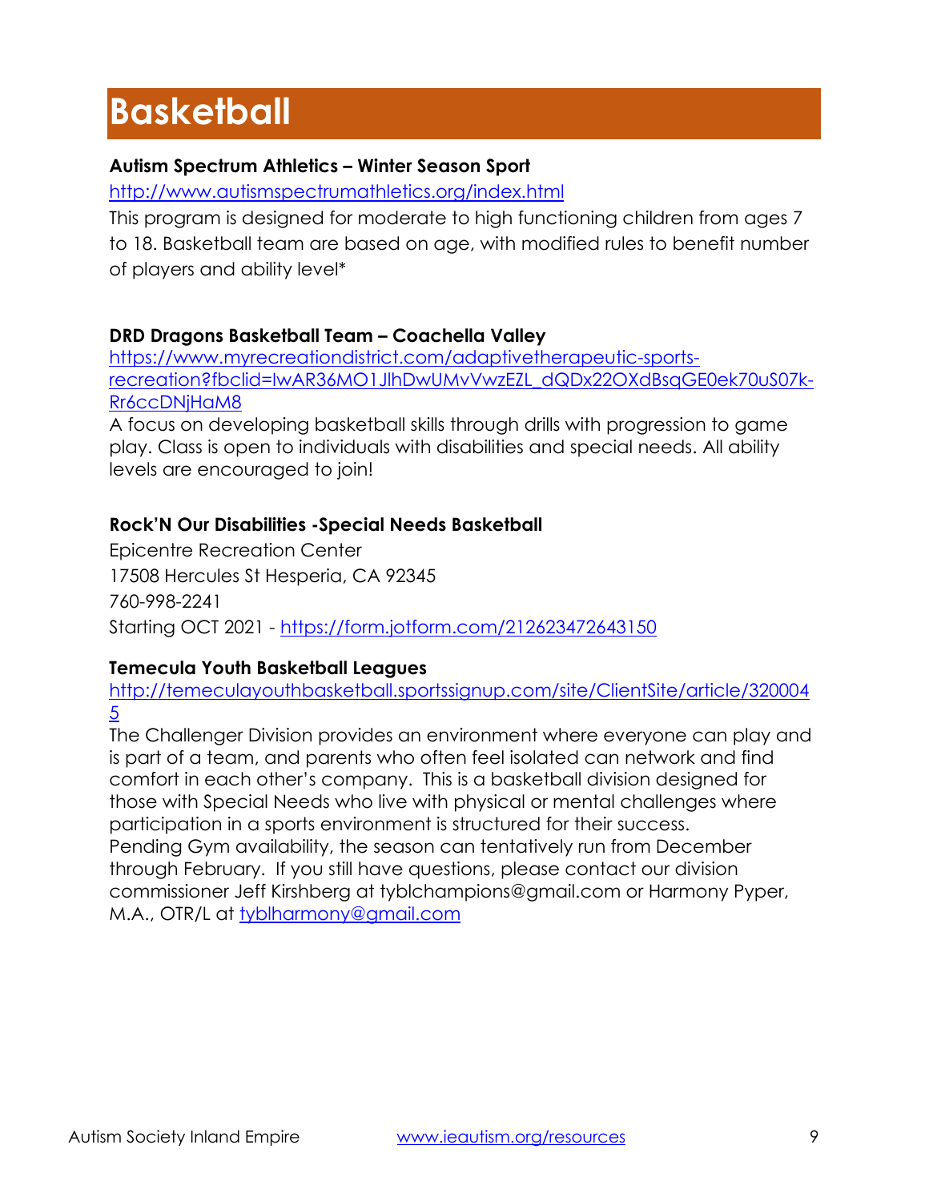# Basketball

**Autism Spectrum Athletics – Winter Season Sport**

http://www.autismspectrumathletics.org/index.html

This program is designed for moderate to high functioning children from ages 7 to 18. Basketball team are based on age, with modified rules to benefit number of players and ability level*

**DRD Dragons Basketball Team – Coachella Valley**

https://www.myrecreationdistrict.com/adaptivetherapeutic-sports-recreation?fbclid=IwAR36MO1JlhDwUMvVwzEZL_dQDx22OXdBsqGE0ek70uS07k-Rr6ccDNjHaM8

A focus on developing basketball skills through drills with progression to game play. Class is open to individuals with disabilities and special needs. All ability levels are encouraged to join!

**Rock'N Our Disabilities -Special Needs Basketball**

Epicentre Recreation Center

17508 Hercules St Hesperia, CA 92345

760-998-2241

Starting OCT 2021 - https://form.jotform.com/212623472643150

**Temecula Youth Basketball Leagues**

http://temeculayouthbasketball.sportssignup.com/site/ClientSite/article/3200045

The Challenger Division provides an environment where everyone can play and is part of a team, and parents who often feel isolated can network and find comfort in each other's company. This is a basketball division designed for those with Special Needs who live with physical or mental challenges where participation in a sports environment is structured for their success. Pending Gym availability, the season can tentatively run from December through February. If you still have questions, please contact our division commissioner Jeff Kirshberg at tyblchampions@gmail.com or Harmony Pyper, M.A., OTR/L at tyblharmony@gmail.com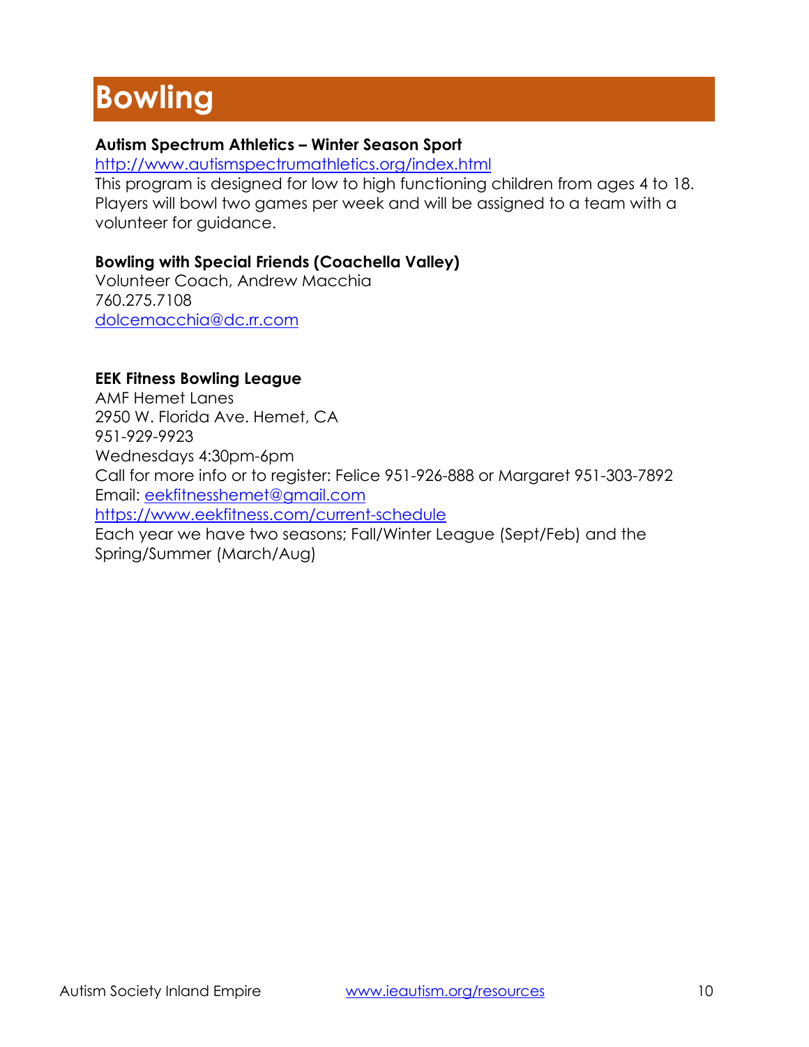# Bowling

**Autism Spectrum Athletics – Winter Season Sport**

http://www.autismspectrumathletics.org/index.html

This program is designed for low to high functioning children from ages 4 to 18. Players will bowl two games per week and will be assigned to a team with a volunteer for guidance.

**Bowling with Special Friends (Coachella Valley)**

Volunteer Coach, Andrew Macchia
760.275.7108
dolcemacchia@dc.rr.com

**EEK Fitness Bowling League**

AMF Hemet Lanes
2950 W. Florida Ave. Hemet, CA
951-929-9923
Wednesdays 4:30pm-6pm
Call for more info or to register: Felice 951-926-888 or Margaret 951-303-7892
Email: eekfitnesshemet@gmail.com
https://www.eekfitness.com/current-schedule
Each year we have two seasons; Fall/Winter League (Sept/Feb) and the Spring/Summer (March/Aug)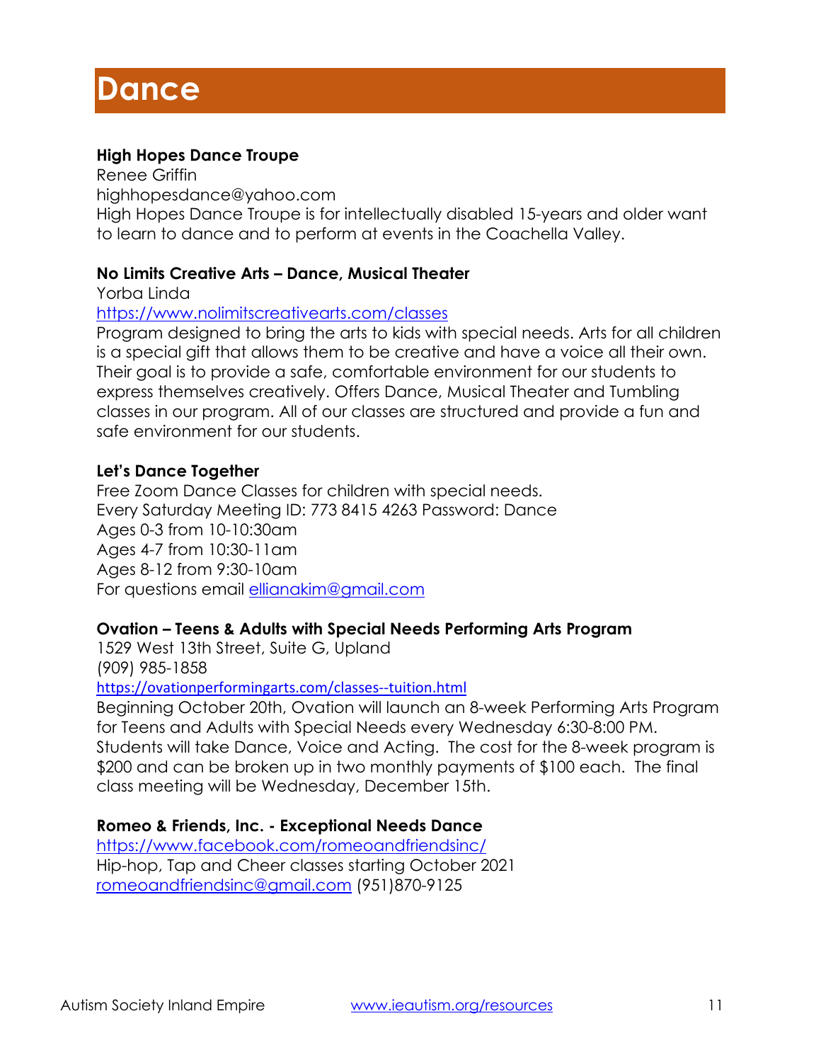# Dance

**High Hopes Dance Troupe**
Renee Griffin
highhopesdance@yahoo.com
High Hopes Dance Troupe is for intellectually disabled 15-years and older want to learn to dance and to perform at events in the Coachella Valley.

**No Limits Creative Arts – Dance, Musical Theater**
Yorba Linda
https://www.nolimitscreativearts.com/classes
Program designed to bring the arts to kids with special needs. Arts for all children is a special gift that allows them to be creative and have a voice all their own. Their goal is to provide a safe, comfortable environment for our students to express themselves creatively. Offers Dance, Musical Theater and Tumbling classes in our program. All of our classes are structured and provide a fun and safe environment for our students.

**Let's Dance Together**
Free Zoom Dance Classes for children with special needs.
Every Saturday Meeting ID: 773 8415 4263 Password: Dance
Ages 0-3 from 10-10:30am
Ages 4-7 from 10:30-11am
Ages 8-12 from 9:30-10am
For questions email ellianakim@gmail.com

**Ovation – Teens & Adults with Special Needs Performing Arts Program**
1529 West 13th Street, Suite G, Upland
(909) 985-1858
https://ovationperformingarts.com/classes--tuition.html
Beginning October 20th, Ovation will launch an 8-week Performing Arts Program for Teens and Adults with Special Needs every Wednesday 6:30-8:00 PM. Students will take Dance, Voice and Acting. The cost for the 8-week program is $200 and can be broken up in two monthly payments of $100 each. The final class meeting will be Wednesday, December 15th.

**Romeo & Friends, Inc. - Exceptional Needs Dance**
https://www.facebook.com/romeoandfriendsinc/
Hip-hop, Tap and Cheer classes starting October 2021
romeoandfriendsinc@gmail.com (951)870-9125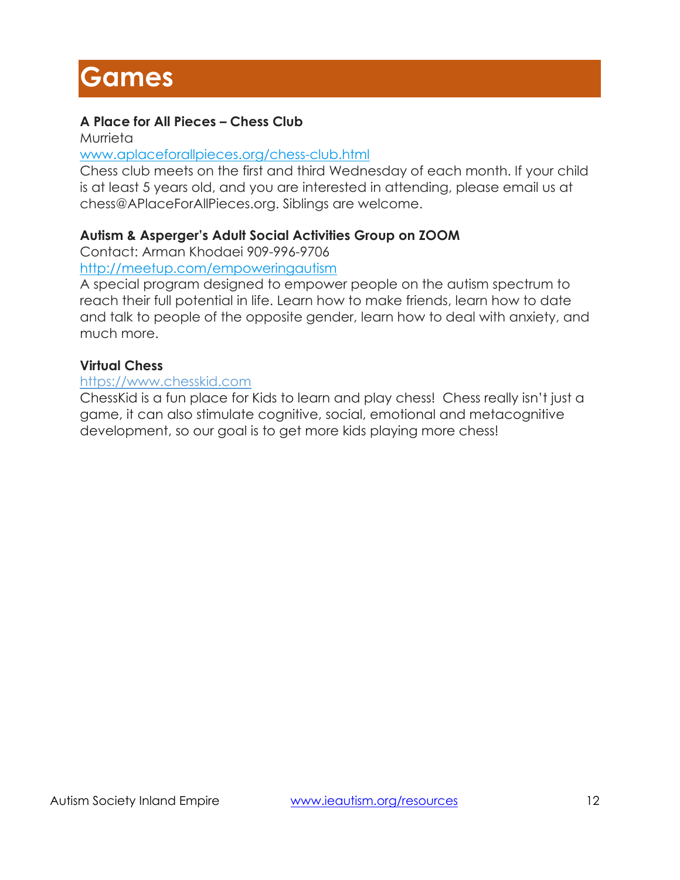# Games

**A Place for All Pieces – Chess Club**
Murrieta
[www.aplaceforallpieces.org/chess-club.html](http://www.aplaceforallpieces.org/chess-club.html)
Chess club meets on the first and third Wednesday of each month. If your child is at least 5 years old, and you are interested in attending, please email us at chess@APlaceForAllPieces.org. Siblings are welcome.

**Autism & Asperger's Adult Social Activities Group on ZOOM**
Contact: Arman Khodaei 909-996-9706
[http://meetup.com/empoweringautism](http://meetup.com/empoweringautism)
A special program designed to empower people on the autism spectrum to reach their full potential in life. Learn how to make friends, learn how to date and talk to people of the opposite gender, learn how to deal with anxiety, and much more.

**Virtual Chess**
[https://www.chesskid.com](https://www.chesskid.com)
ChessKid is a fun place for Kids to learn and play chess!  Chess really isn't just a game, it can also stimulate cognitive, social, emotional and metacognitive development, so our goal is to get more kids playing more chess!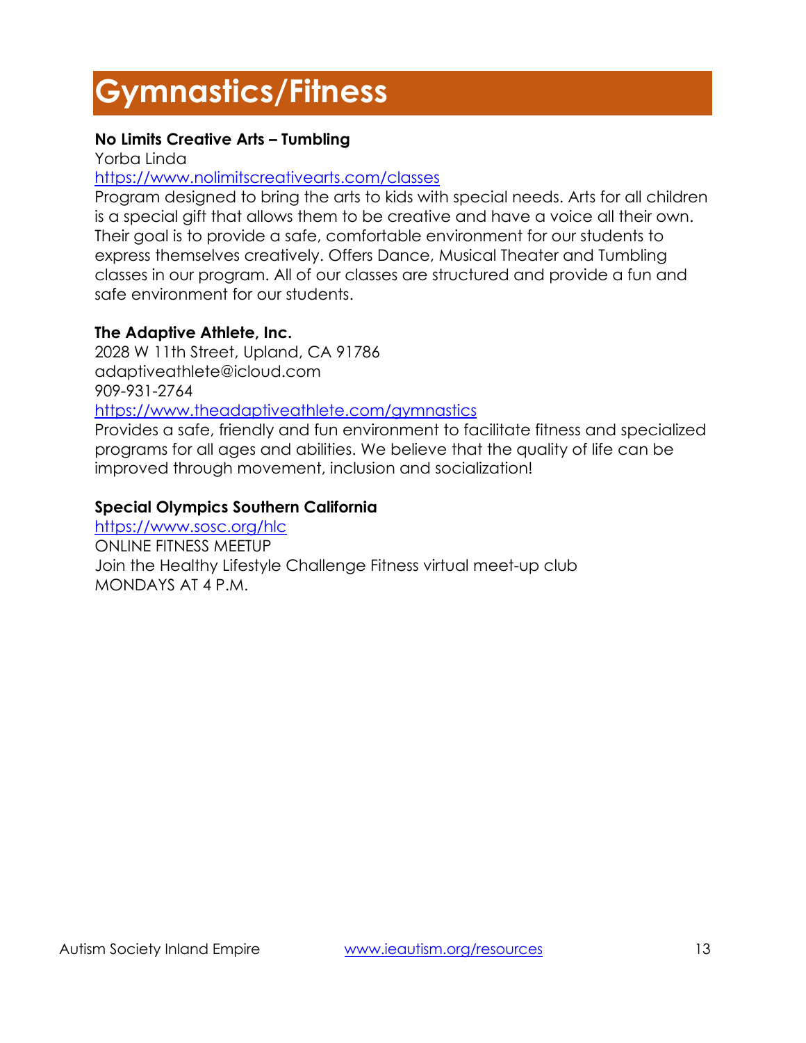# Gymnastics/Fitness

**No Limits Creative Arts – Tumbling**
Yorba Linda
https://www.nolimitscreativearts.com/classes
Program designed to bring the arts to kids with special needs. Arts for all children is a special gift that allows them to be creative and have a voice all their own. Their goal is to provide a safe, comfortable environment for our students to express themselves creatively. Offers Dance, Musical Theater and Tumbling classes in our program. All of our classes are structured and provide a fun and safe environment for our students.

**The Adaptive Athlete, Inc.**
2028 W 11th Street, Upland, CA 91786
adaptiveathlete@icloud.com
909-931-2764
https://www.theadaptiveathlete.com/gymnastics
Provides a safe, friendly and fun environment to facilitate fitness and specialized programs for all ages and abilities. We believe that the quality of life can be improved through movement, inclusion and socialization!

**Special Olympics Southern California**
https://www.sosc.org/hlc
ONLINE FITNESS MEETUP
Join the Healthy Lifestyle Challenge Fitness virtual meet-up club
MONDAYS AT 4 P.M.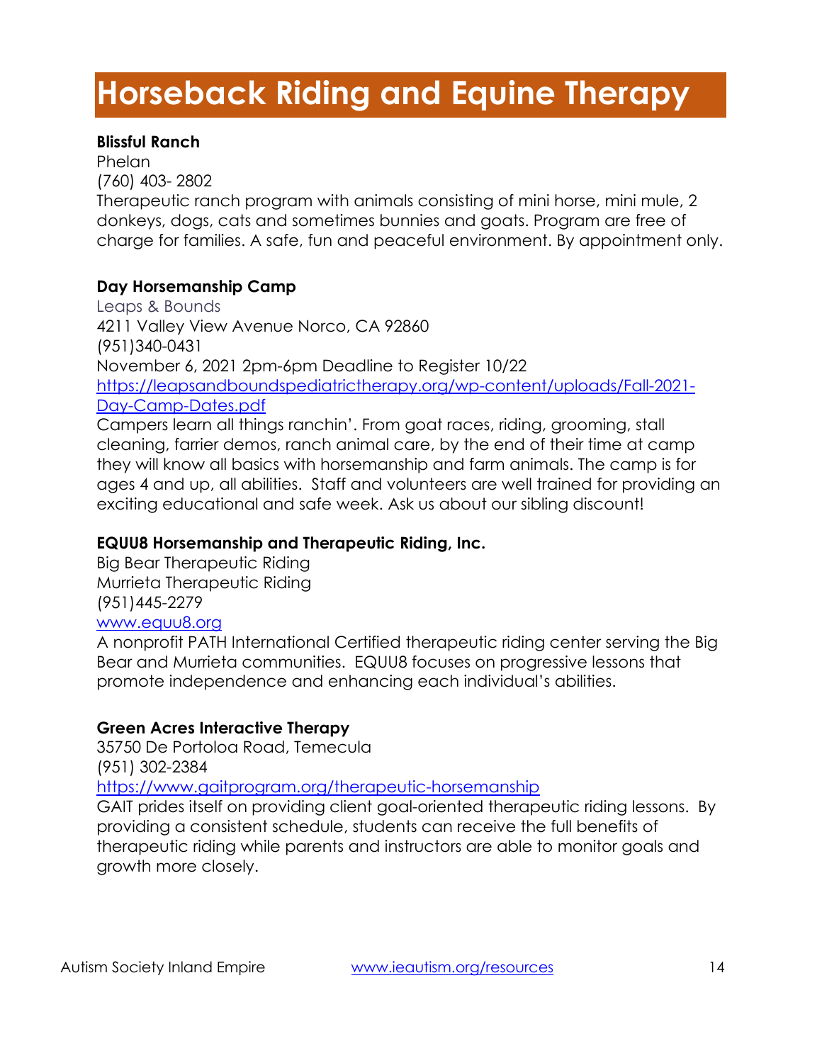# Horseback Riding and Equine Therapy

**Blissful Ranch**
Phelan
(760) 403- 2802
Therapeutic ranch program with animals consisting of mini horse, mini mule, 2 donkeys, dogs, cats and sometimes bunnies and goats. Program are free of charge for families. A safe, fun and peaceful environment. By appointment only.

**Day Horsemanship Camp**
Leaps & Bounds
4211 Valley View Avenue Norco, CA 92860
(951)340-0431
November 6, 2021 2pm-6pm Deadline to Register 10/22
[https://leapsandboundspediatrictherapy.org/wp-content/uploads/Fall-2021-Day-Camp-Dates.pdf](https://leapsandboundspediatrictherapy.org/wp-content/uploads/Fall-2021-Day-Camp-Dates.pdf)
Campers learn all things ranchin'. From goat races, riding, grooming, stall cleaning, farrier demos, ranch animal care, by the end of their time at camp they will know all basics with horsemanship and farm animals. The camp is for ages 4 and up, all abilities. Staff and volunteers are well trained for providing an exciting educational and safe week. Ask us about our sibling discount!

**EQUU8 Horsemanship and Therapeutic Riding, Inc.**
Big Bear Therapeutic Riding
Murrieta Therapeutic Riding
(951)445-2279
[www.equu8.org](http://www.equu8.org)
A nonprofit PATH International Certified therapeutic riding center serving the Big Bear and Murrieta communities. EQUU8 focuses on progressive lessons that promote independence and enhancing each individual's abilities.

**Green Acres Interactive Therapy**
35750 De Portoloa Road, Temecula
(951) 302-2384
[https://www.gaitprogram.org/therapeutic-horsemanship](https://www.gaitprogram.org/therapeutic-horsemanship)
GAIT prides itself on providing client goal-oriented therapeutic riding lessons. By providing a consistent schedule, students can receive the full benefits of therapeutic riding while parents and instructors are able to monitor goals and growth more closely.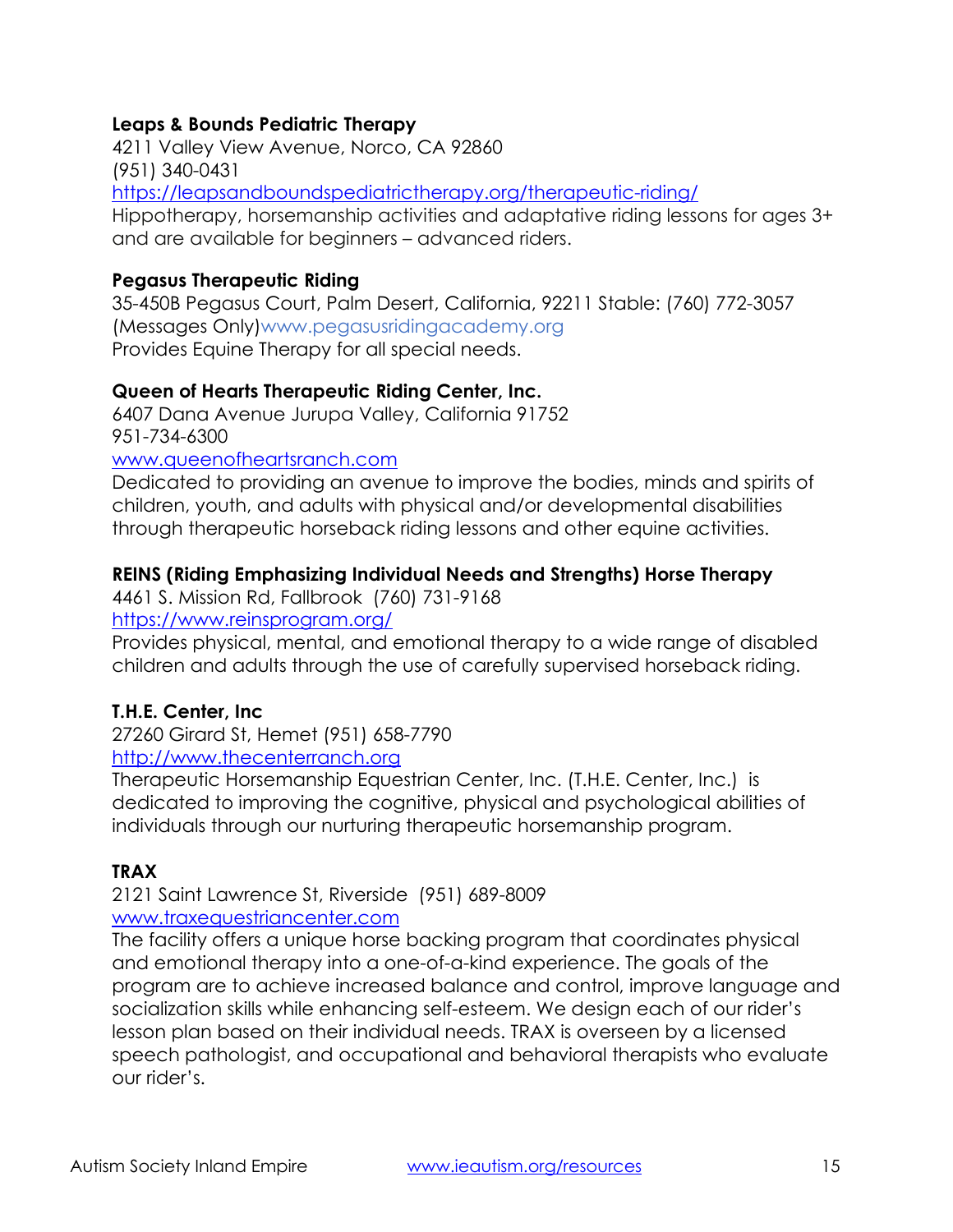**Leaps & Bounds Pediatric Therapy**
4211 Valley View Avenue, Norco, CA 92860
(951) 340-0431
https://leapsandboundspediatrictherapy.org/therapeutic-riding/
Hippotherapy, horsemanship activities and adaptative riding lessons for ages 3+ and are available for beginners – advanced riders.

**Pegasus Therapeutic Riding**
35-450B Pegasus Court, Palm Desert, California, 92211 Stable: (760) 772-3057 (Messages Only)www.pegasusridingacademy.org
Provides Equine Therapy for all special needs.

**Queen of Hearts Therapeutic Riding Center, Inc.**
6407 Dana Avenue Jurupa Valley, California 91752
951-734-6300
www.queenofheartsranch.com
Dedicated to providing an avenue to improve the bodies, minds and spirits of children, youth, and adults with physical and/or developmental disabilities through therapeutic horseback riding lessons and other equine activities.

**REINS (Riding Emphasizing Individual Needs and Strengths) Horse Therapy**
4461 S. Mission Rd, Fallbrook  (760) 731-9168
https://www.reinsprogram.org/
Provides physical, mental, and emotional therapy to a wide range of disabled children and adults through the use of carefully supervised horseback riding.

**T.H.E. Center, Inc**
27260 Girard St, Hemet (951) 658-7790
http://www.thecenterranch.org
Therapeutic Horsemanship Equestrian Center, Inc. (T.H.E. Center, Inc.)  is dedicated to improving the cognitive, physical and psychological abilities of individuals through our nurturing therapeutic horsemanship program.

**TRAX**
2121 Saint Lawrence St, Riverside  (951) 689-8009
www.traxequestriancenter.com
The facility offers a unique horse backing program that coordinates physical and emotional therapy into a one-of-a-kind experience. The goals of the program are to achieve increased balance and control, improve language and socialization skills while enhancing self-esteem. We design each of our rider's lesson plan based on their individual needs. TRAX is overseen by a licensed speech pathologist, and occupational and behavioral therapists who evaluate our rider's.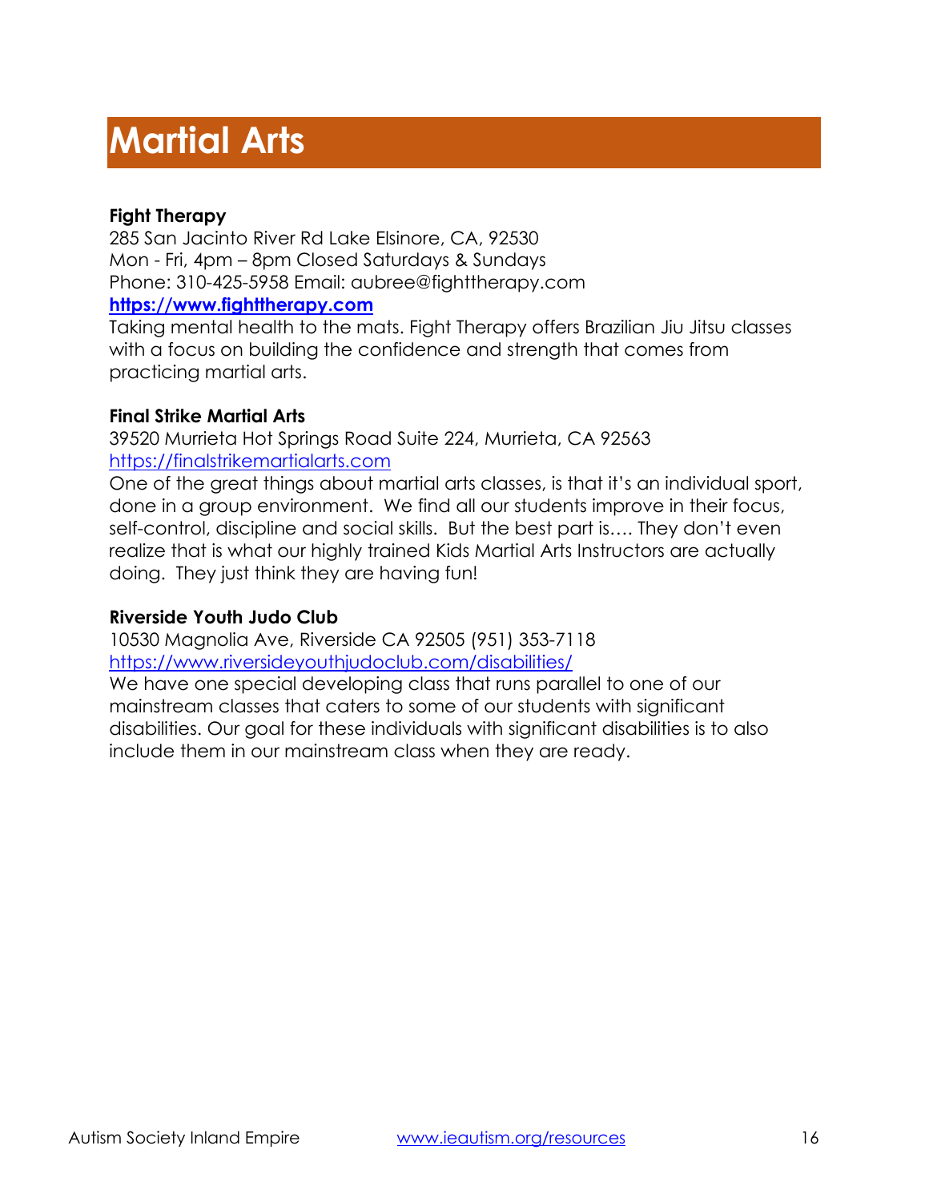# Martial Arts

**Fight Therapy**
285 San Jacinto River Rd Lake Elsinore, CA, 92530
Mon - Fri, 4pm – 8pm Closed Saturdays & Sundays
Phone: 310-425-5958 Email: aubree@fighttherapy.com
**https://www.fighttherapy.com**
Taking mental health to the mats. Fight Therapy offers Brazilian Jiu Jitsu classes with a focus on building the confidence and strength that comes from practicing martial arts.

**Final Strike Martial Arts**
39520 Murrieta Hot Springs Road Suite 224, Murrieta, CA 92563
https://finalstrikemartialarts.com
One of the great things about martial arts classes, is that it's an individual sport, done in a group environment. We find all our students improve in their focus, self-control, discipline and social skills. But the best part is…. They don't even realize that is what our highly trained Kids Martial Arts Instructors are actually doing. They just think they are having fun!

**Riverside Youth Judo Club**
10530 Magnolia Ave, Riverside CA 92505 (951) 353-7118
https://www.riversideyouthjudoclub.com/disabilities/
We have one special developing class that runs parallel to one of our mainstream classes that caters to some of our students with significant disabilities. Our goal for these individuals with significant disabilities is to also include them in our mainstream class when they are ready.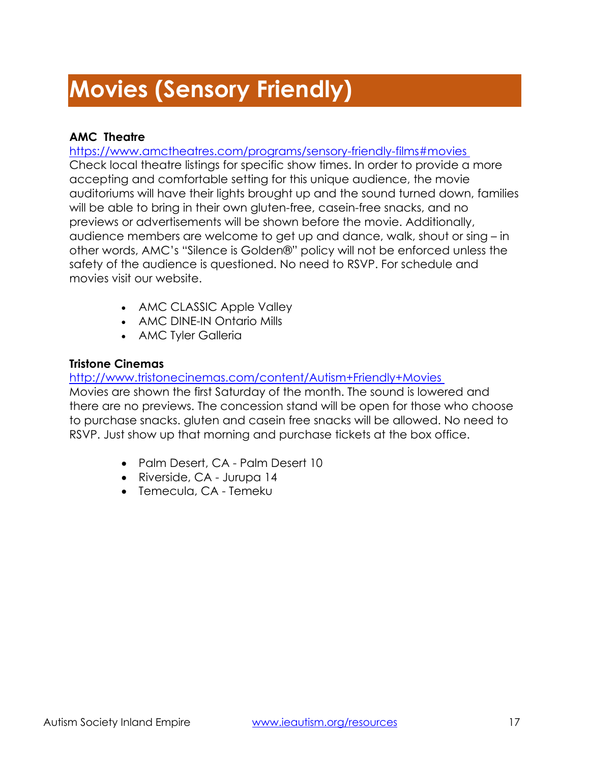# Movies (Sensory Friendly)

**AMC Theatre**
[https://www.amctheatres.com/programs/sensory-friendly-films#movies](https://www.amctheatres.com/programs/sensory-friendly-films#movies)
Check local theatre listings for specific show times. In order to provide a more accepting and comfortable setting for this unique audience, the movie auditoriums will have their lights brought up and the sound turned down, families will be able to bring in their own gluten-free, casein-free snacks, and no previews or advertisements will be shown before the movie. Additionally, audience members are welcome to get up and dance, walk, shout or sing – in other words, AMC's "Silence is Golden®" policy will not be enforced unless the safety of the audience is questioned. No need to RSVP. For schedule and movies visit our website.

- AMC CLASSIC Apple Valley
- AMC DINE-IN Ontario Mills
- AMC Tyler Galleria

**Tristone Cinemas**
[http://www.tristonecinemas.com/content/Autism+Friendly+Movies](http://www.tristonecinemas.com/content/Autism+Friendly+Movies)
Movies are shown the first Saturday of the month. The sound is lowered and there are no previews. The concession stand will be open for those who choose to purchase snacks. gluten and casein free snacks will be allowed. No need to RSVP. Just show up that morning and purchase tickets at the box office.

- Palm Desert, CA - Palm Desert 10
- Riverside, CA - Jurupa 14
- Temecula, CA - Temeku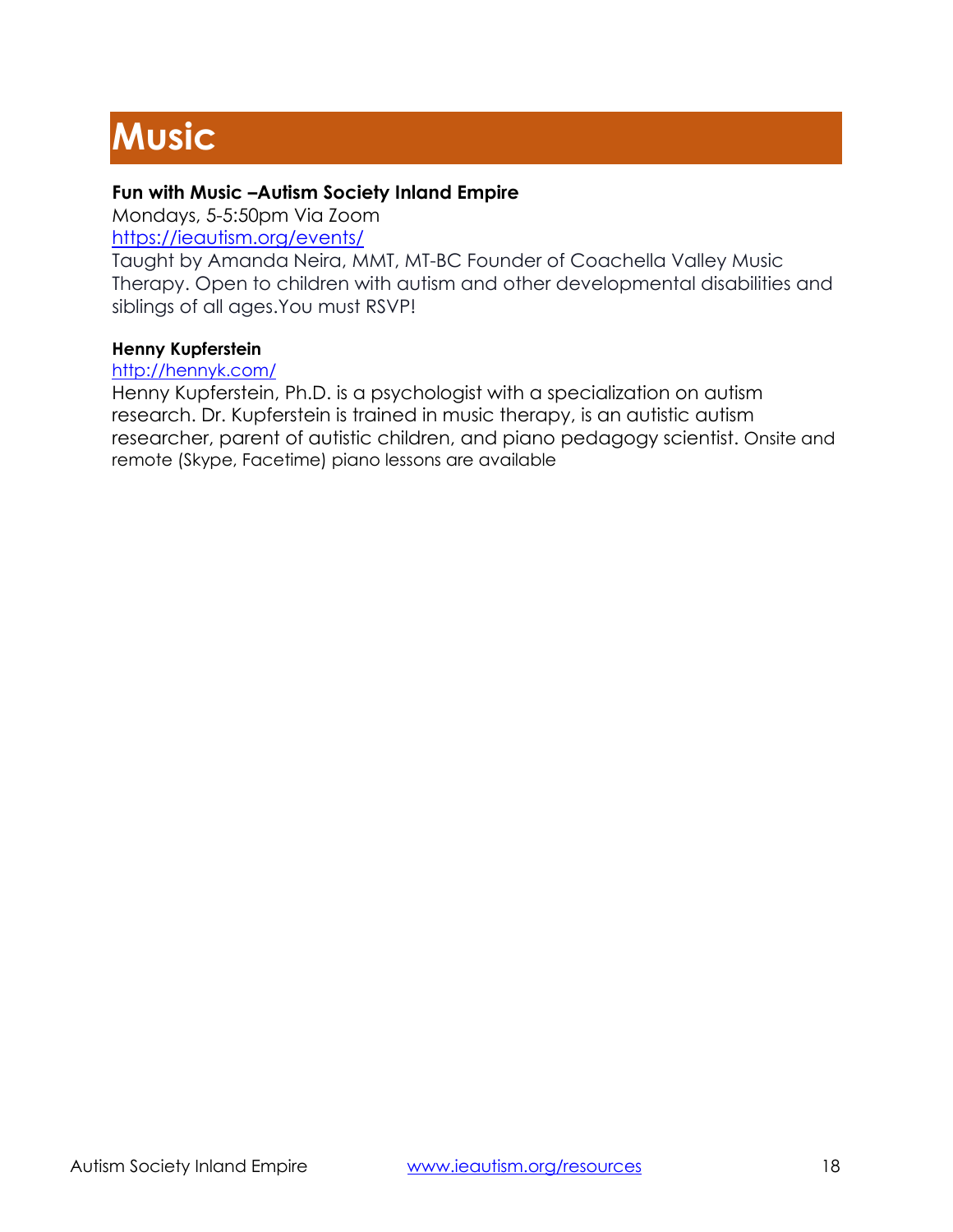# Music

**Fun with Music –Autism Society Inland Empire**
Mondays, 5-5:50pm Via Zoom
https://ieautism.org/events/
Taught by Amanda Neira, MMT, MT-BC Founder of Coachella Valley Music Therapy. Open to children with autism and other developmental disabilities and siblings of all ages.You must RSVP!

**Henny Kupferstein**
http://hennyk.com/
Henny Kupferstein, Ph.D. is a psychologist with a specialization on autism research. Dr. Kupferstein is trained in music therapy, is an autistic autism researcher, parent of autistic children, and piano pedagogy scientist. Onsite and remote (Skype, Facetime) piano lessons are available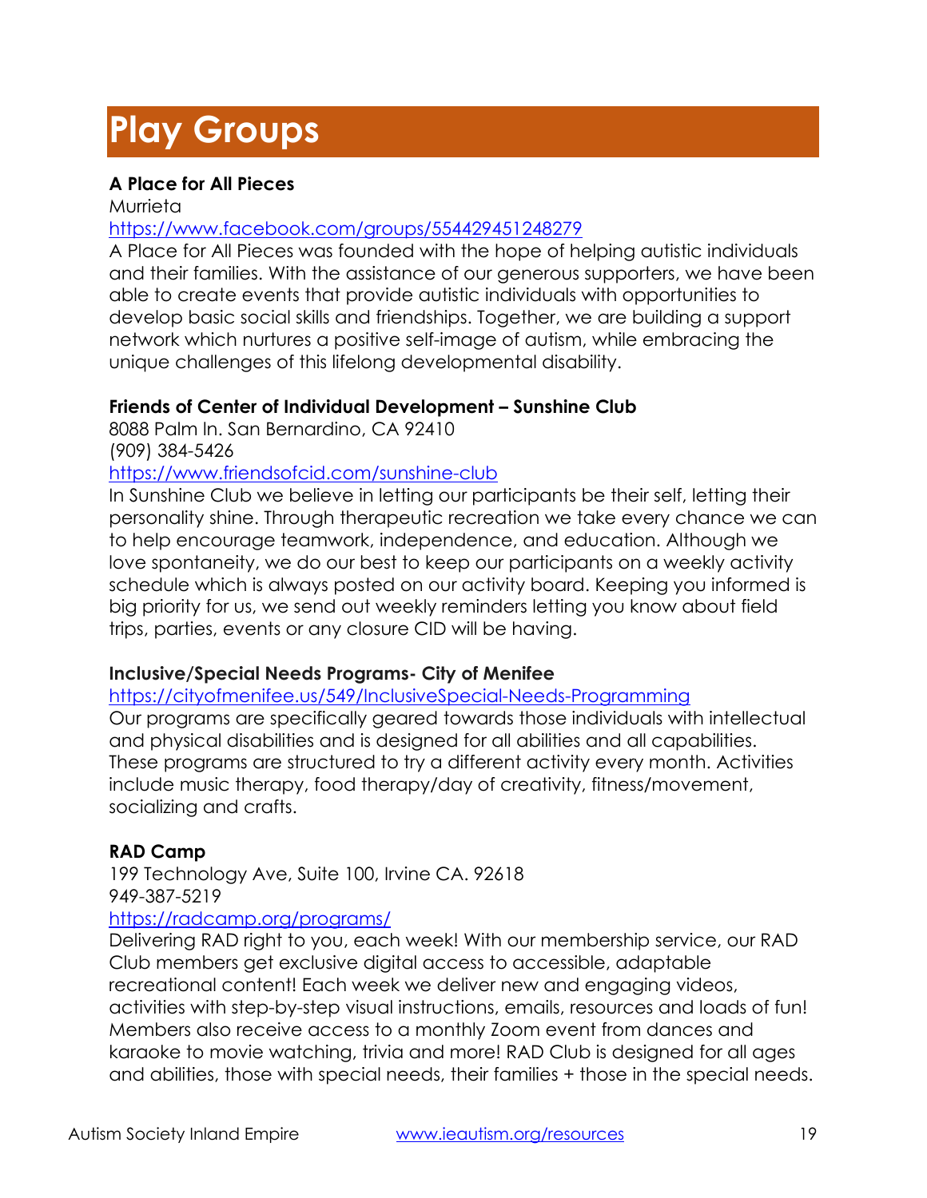# Play Groups

**A Place for All Pieces**
Murrieta
https://www.facebook.com/groups/554429451248279
A Place for All Pieces was founded with the hope of helping autistic individuals and their families. With the assistance of our generous supporters, we have been able to create events that provide autistic individuals with opportunities to develop basic social skills and friendships. Together, we are building a support network which nurtures a positive self-image of autism, while embracing the unique challenges of this lifelong developmental disability.

**Friends of Center of Individual Development – Sunshine Club**
8088 Palm ln. San Bernardino, CA 92410
(909) 384-5426
https://www.friendsofcid.com/sunshine-club
In Sunshine Club we believe in letting our participants be their self, letting their personality shine. Through therapeutic recreation we take every chance we can to help encourage teamwork, independence, and education. Although we love spontaneity, we do our best to keep our participants on a weekly activity schedule which is always posted on our activity board. Keeping you informed is big priority for us, we send out weekly reminders letting you know about field trips, parties, events or any closure CID will be having.

**Inclusive/Special Needs Programs- City of Menifee**
https://cityofmenifee.us/549/InclusiveSpecial-Needs-Programming
Our programs are specifically geared towards those individuals with intellectual and physical disabilities and is designed for all abilities and all capabilities. These programs are structured to try a different activity every month. Activities include music therapy, food therapy/day of creativity, fitness/movement, socializing and crafts.

**RAD Camp**
199 Technology Ave, Suite 100, Irvine CA. 92618
949-387-5219
https://radcamp.org/programs/
Delivering RAD right to you, each week! With our membership service, our RAD Club members get exclusive digital access to accessible, adaptable recreational content! Each week we deliver new and engaging videos, activities with step-by-step visual instructions, emails, resources and loads of fun! Members also receive access to a monthly Zoom event from dances and karaoke to movie watching, trivia and more! RAD Club is designed for all ages and abilities, those with special needs, their families + those in the special needs.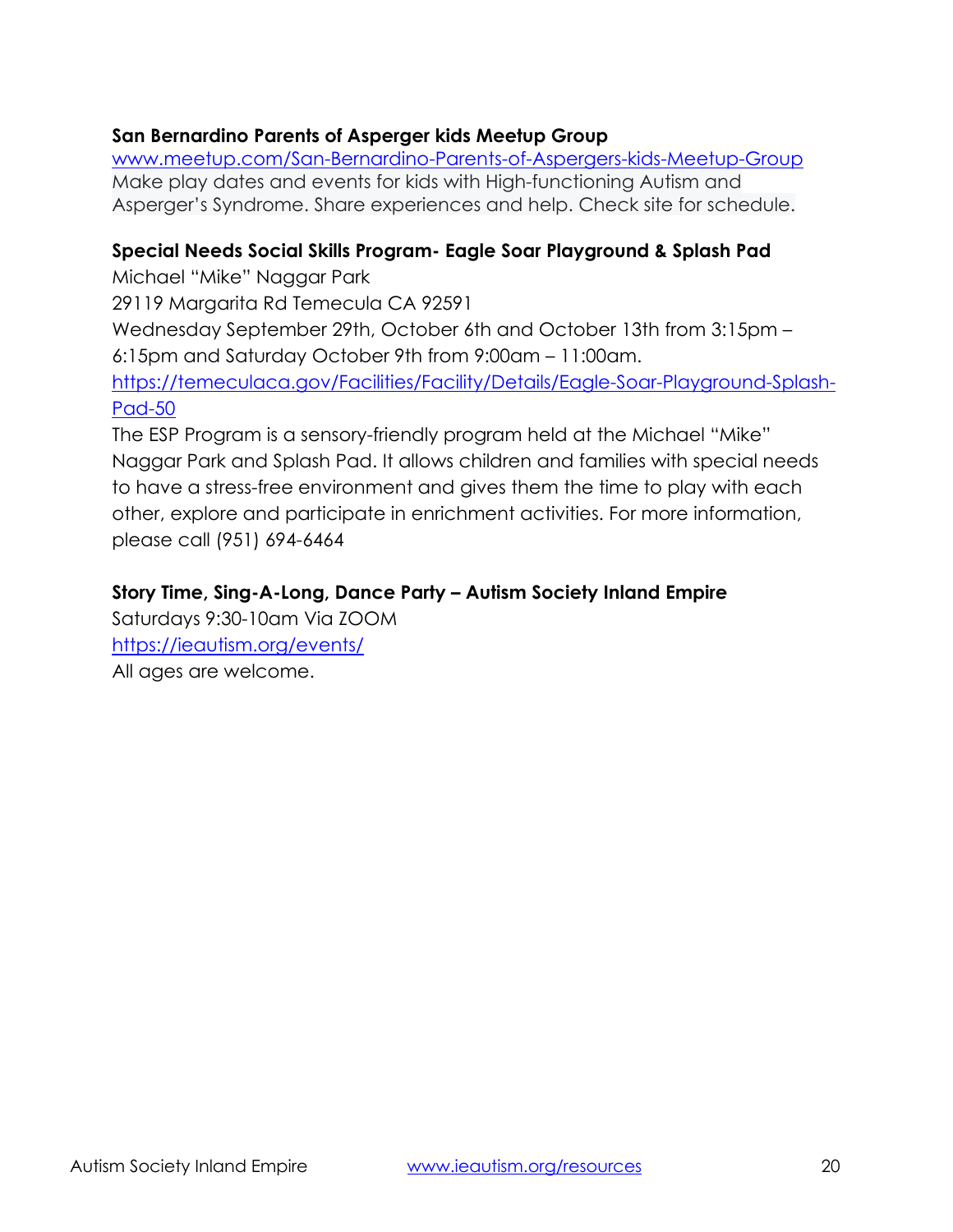**San Bernardino Parents of Asperger kids Meetup Group**
www.meetup.com/San-Bernardino-Parents-of-Aspergers-kids-Meetup-Group
Make play dates and events for kids with High-functioning Autism and Asperger's Syndrome. Share experiences and help. Check site for schedule.

**Special Needs Social Skills Program- Eagle Soar Playground & Splash Pad**
Michael "Mike" Naggar Park
29119 Margarita Rd Temecula CA 92591
Wednesday September 29th, October 6th and October 13th from 3:15pm – 6:15pm and Saturday October 9th from 9:00am – 11:00am.
https://temeculaca.gov/Facilities/Facility/Details/Eagle-Soar-Playground-Splash-Pad-50
The ESP Program is a sensory-friendly program held at the Michael "Mike" Naggar Park and Splash Pad. It allows children and families with special needs to have a stress-free environment and gives them the time to play with each other, explore and participate in enrichment activities. For more information, please call (951) 694-6464

**Story Time, Sing-A-Long, Dance Party – Autism Society Inland Empire**
Saturdays 9:30-10am Via ZOOM
https://ieautism.org/events/
All ages are welcome.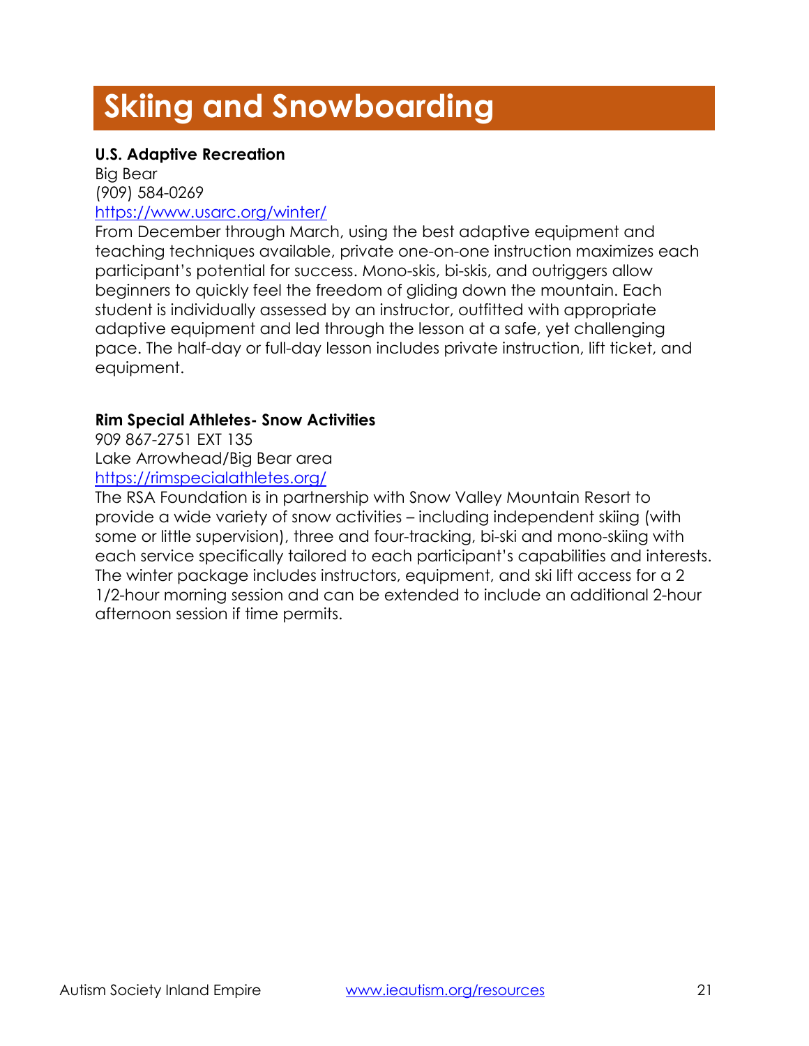# Skiing and Snowboarding

**U.S. Adaptive Recreation**
Big Bear
(909) 584-0269
https://www.usarc.org/winter/
From December through March, using the best adaptive equipment and teaching techniques available, private one-on-one instruction maximizes each participant's potential for success. Mono-skis, bi-skis, and outriggers allow beginners to quickly feel the freedom of gliding down the mountain. Each student is individually assessed by an instructor, outfitted with appropriate adaptive equipment and led through the lesson at a safe, yet challenging pace. The half-day or full-day lesson includes private instruction, lift ticket, and equipment.

**Rim Special Athletes- Snow Activities**
909 867-2751 EXT 135
Lake Arrowhead/Big Bear area
https://rimspecialathletes.org/
The RSA Foundation is in partnership with Snow Valley Mountain Resort to provide a wide variety of snow activities – including independent skiing (with some or little supervision), three and four-tracking, bi-ski and mono-skiing with each service specifically tailored to each participant's capabilities and interests. The winter package includes instructors, equipment, and ski lift access for a 2 1/2-hour morning session and can be extended to include an additional 2-hour afternoon session if time permits.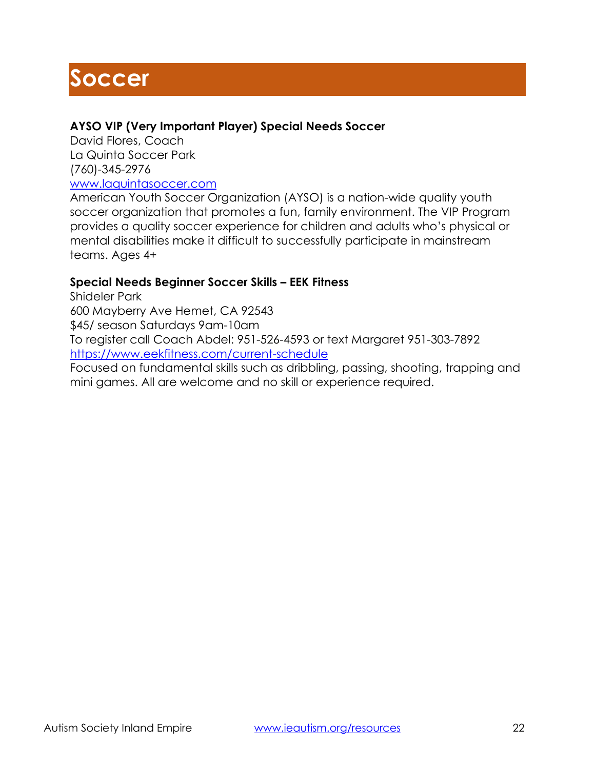# Soccer

**AYSO VIP (Very Important Player) Special Needs Soccer**
David Flores, Coach
La Quinta Soccer Park
(760)-345-2976
[www.laquintasoccer.com](http://www.laquintasoccer.com)
American Youth Soccer Organization (AYSO) is a nation-wide quality youth soccer organization that promotes a fun, family environment. The VIP Program provides a quality soccer experience for children and adults who's physical or mental disabilities make it difficult to successfully participate in mainstream teams. Ages 4+

**Special Needs Beginner Soccer Skills – EEK Fitness**
Shideler Park
600 Mayberry Ave Hemet, CA 92543
$45/ season Saturdays 9am-10am
To register call Coach Abdel: 951-526-4593 or text Margaret 951-303-7892
[https://www.eekfitness.com/current-schedule](https://www.eekfitness.com/current-schedule)
Focused on fundamental skills such as dribbling, passing, shooting, trapping and mini games. All are welcome and no skill or experience required.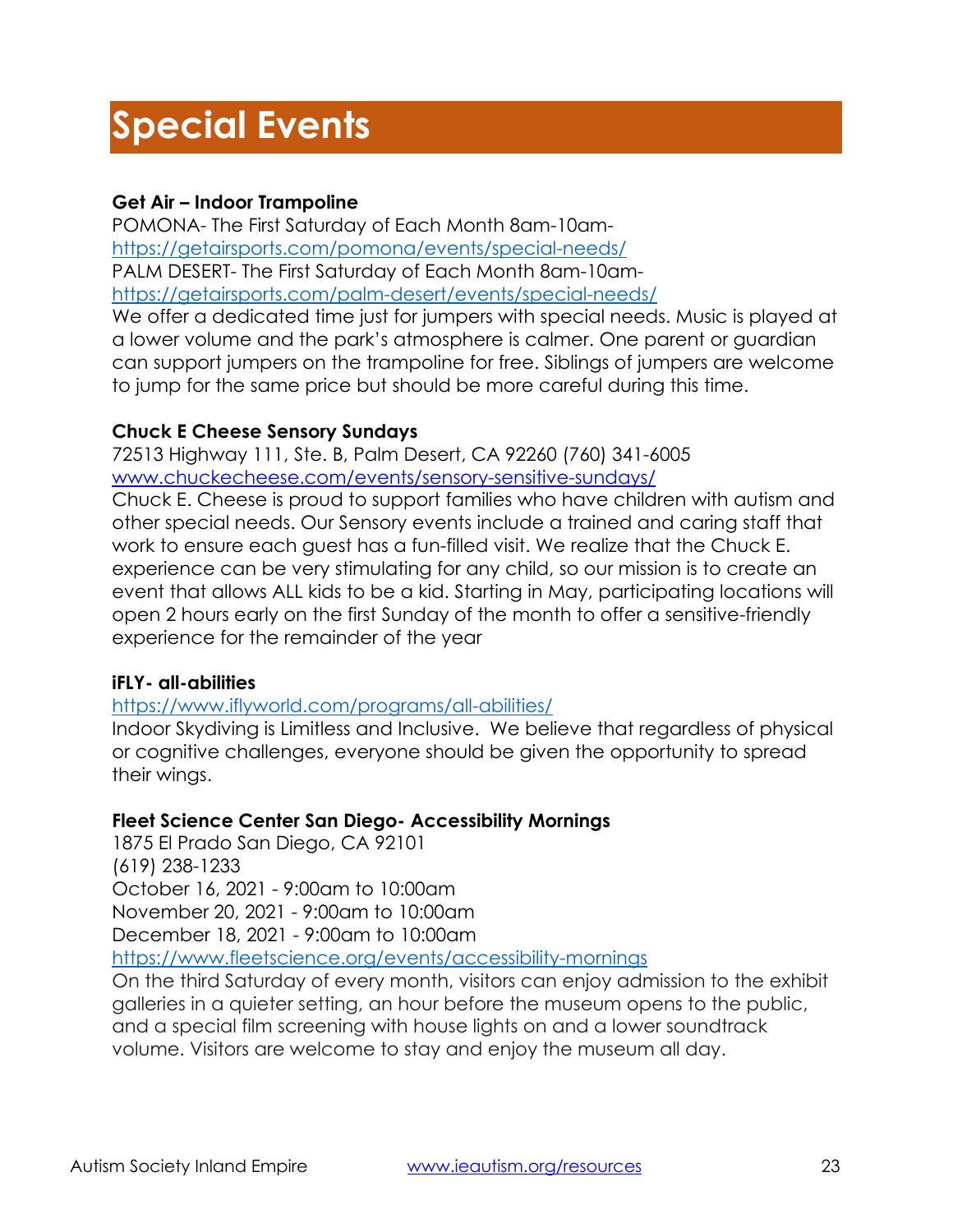# Special Events

**Get Air – Indoor Trampoline**
POMONA- The First Saturday of Each Month 8am-10am-
https://getairsports.com/pomona/events/special-needs/
PALM DESERT- The First Saturday of Each Month 8am-10am-
https://getairsports.com/palm-desert/events/special-needs/
We offer a dedicated time just for jumpers with special needs. Music is played at a lower volume and the park's atmosphere is calmer. One parent or guardian can support jumpers on the trampoline for free. Siblings of jumpers are welcome to jump for the same price but should be more careful during this time.

**Chuck E Cheese Sensory Sundays**
72513 Highway 111, Ste. B, Palm Desert, CA 92260 (760) 341-6005
www.chuckecheese.com/events/sensory-sensitive-sundays/
Chuck E. Cheese is proud to support families who have children with autism and other special needs. Our Sensory events include a trained and caring staff that work to ensure each guest has a fun-filled visit. We realize that the Chuck E. experience can be very stimulating for any child, so our mission is to create an event that allows ALL kids to be a kid. Starting in May, participating locations will open 2 hours early on the first Sunday of the month to offer a sensitive-friendly experience for the remainder of the year

**iFLY- all-abilities**
https://www.iflyworld.com/programs/all-abilities/
Indoor Skydiving is Limitless and Inclusive. We believe that regardless of physical or cognitive challenges, everyone should be given the opportunity to spread their wings.

**Fleet Science Center San Diego- Accessibility Mornings**
1875 El Prado San Diego, CA 92101
(619) 238-1233
October 16, 2021 - 9:00am to 10:00am
November 20, 2021 - 9:00am to 10:00am
December 18, 2021 - 9:00am to 10:00am
https://www.fleetscience.org/events/accessibility-mornings
On the third Saturday of every month, visitors can enjoy admission to the exhibit galleries in a quieter setting, an hour before the museum opens to the public, and a special film screening with house lights on and a lower soundtrack volume. Visitors are welcome to stay and enjoy the museum all day.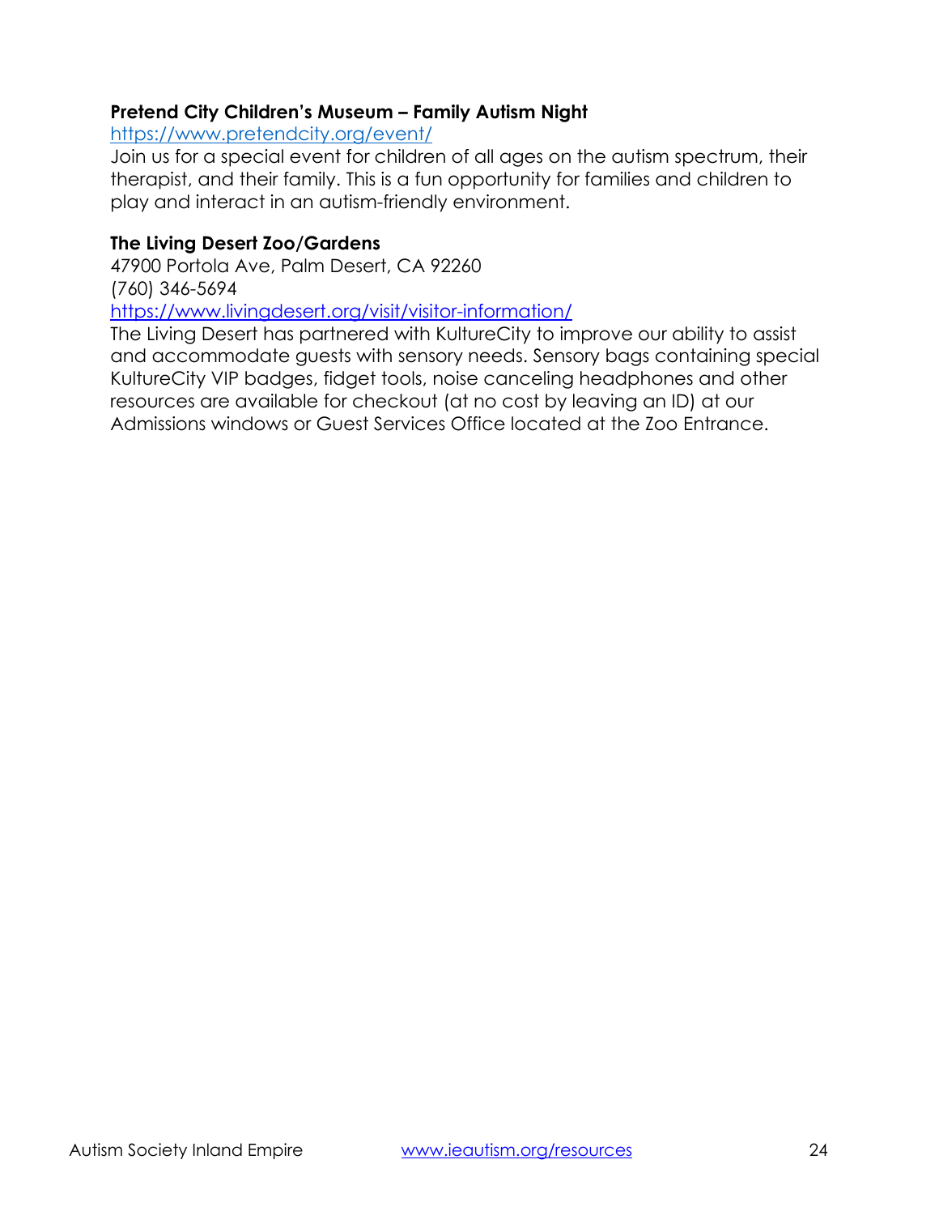**Pretend City Children's Museum – Family Autism Night**
https://www.pretendcity.org/event/
Join us for a special event for children of all ages on the autism spectrum, their therapist, and their family. This is a fun opportunity for families and children to play and interact in an autism-friendly environment.

**The Living Desert Zoo/Gardens**
47900 Portola Ave, Palm Desert, CA 92260
(760) 346-5694
https://www.livingdesert.org/visit/visitor-information/
The Living Desert has partnered with KultureCity to improve our ability to assist and accommodate guests with sensory needs. Sensory bags containing special KultureCity VIP badges, fidget tools, noise canceling headphones and other resources are available for checkout (at no cost by leaving an ID) at our Admissions windows or Guest Services Office located at the Zoo Entrance.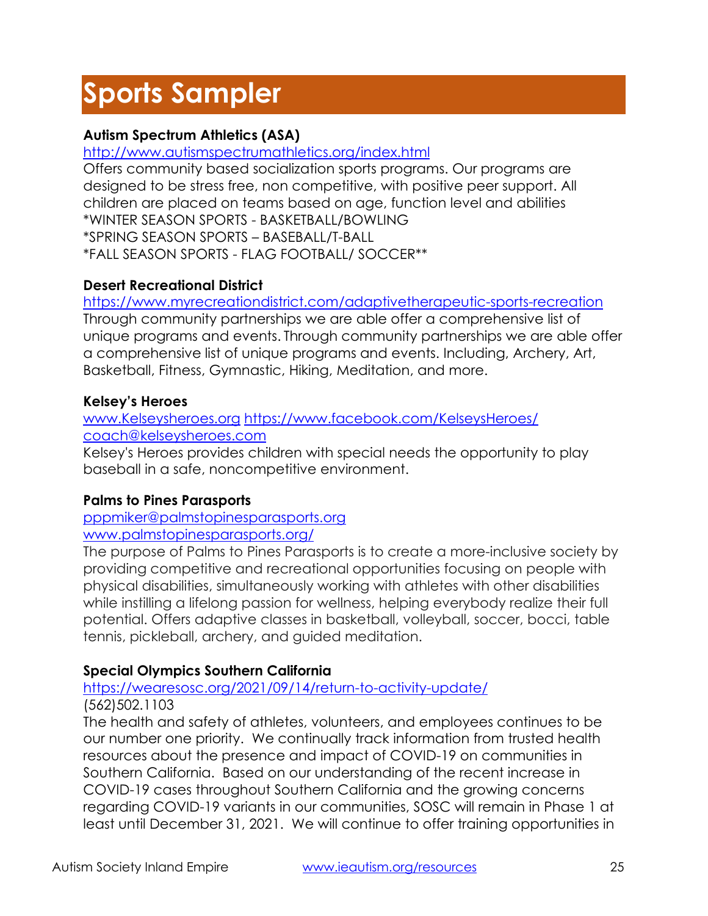# Sports Sampler

**Autism Spectrum Athletics (ASA)**
http://www.autismspectrumathletics.org/index.html
Offers community based socialization sports programs. Our programs are designed to be stress free, non competitive, with positive peer support. All children are placed on teams based on age, function level and abilities
*WINTER SEASON SPORTS - BASKETBALL/BOWLING
*SPRING SEASON SPORTS – BASEBALL/T-BALL
*FALL SEASON SPORTS - FLAG FOOTBALL/ SOCCER**

**Desert Recreational District**
https://www.myrecreationdistrict.com/adaptivetherapeutic-sports-recreation
Through community partnerships we are able offer a comprehensive list of unique programs and events. Through community partnerships we are able offer a comprehensive list of unique programs and events. Including, Archery, Art, Basketball, Fitness, Gymnastic, Hiking, Meditation, and more.

**Kelsey's Heroes**
www.Kelseysheroes.org https://www.facebook.com/KelseysHeroes/
coach@kelseysheroes.com
Kelsey's Heroes provides children with special needs the opportunity to play baseball in a safe, noncompetitive environment.

**Palms to Pines Parasports**
pppmiker@palmstopinesparasports.org
www.palmstopinesparasports.org/
The purpose of Palms to Pines Parasports is to create a more-inclusive society by providing competitive and recreational opportunities focusing on people with physical disabilities, simultaneously working with athletes with other disabilities while instilling a lifelong passion for wellness, helping everybody realize their full potential. Offers adaptive classes in basketball, volleyball, soccer, bocci, table tennis, pickleball, archery, and guided meditation.

**Special Olympics Southern California**
https://wearesosc.org/2021/09/14/return-to-activity-update/
(562)502.1103
The health and safety of athletes, volunteers, and employees continues to be our number one priority. We continually track information from trusted health resources about the presence and impact of COVID-19 on communities in Southern California. Based on our understanding of the recent increase in COVID-19 cases throughout Southern California and the growing concerns regarding COVID-19 variants in our communities, SOSC will remain in Phase 1 at least until December 31, 2021. We will continue to offer training opportunities in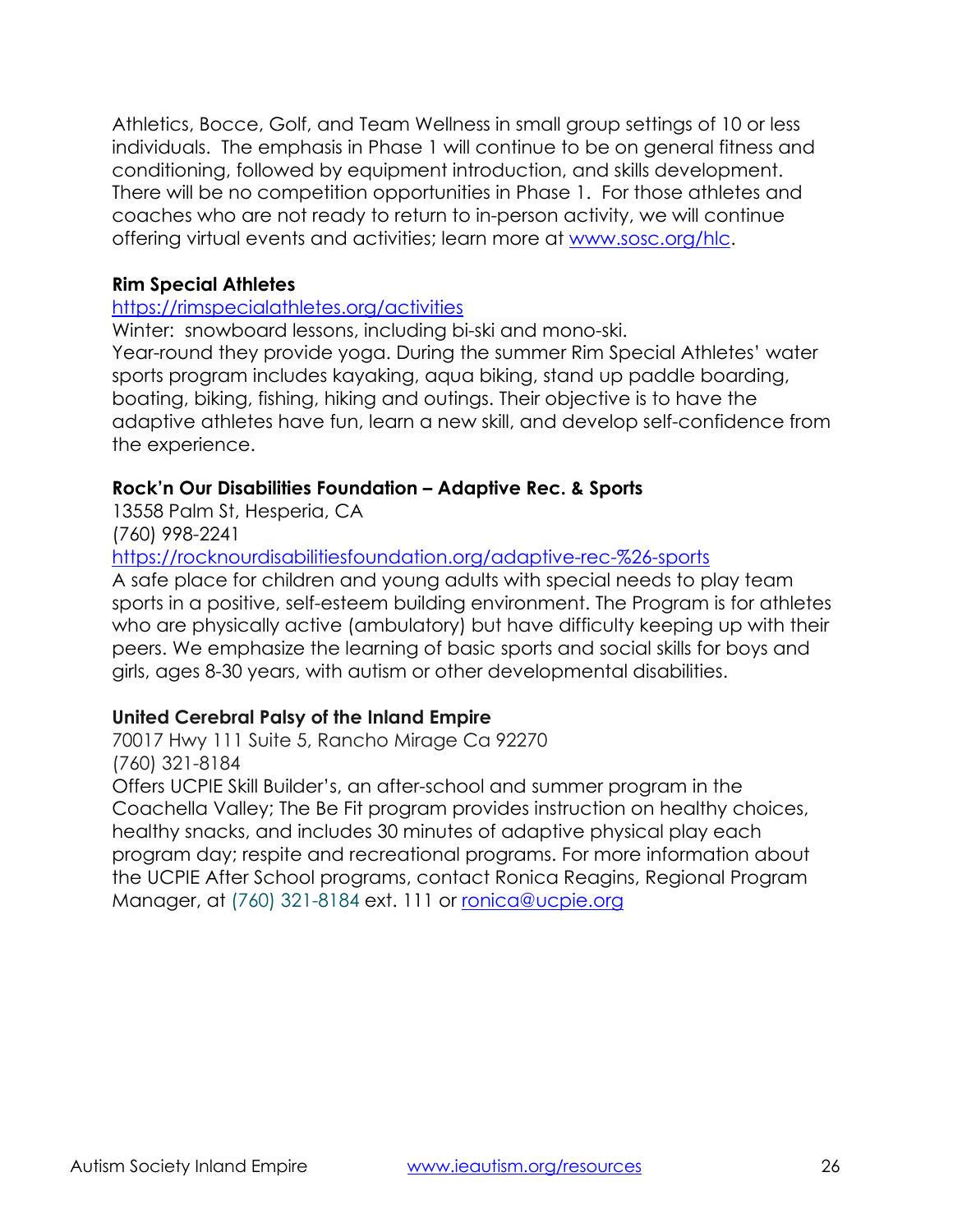Athletics, Bocce, Golf, and Team Wellness in small group settings of 10 or less individuals. The emphasis in Phase 1 will continue to be on general fitness and conditioning, followed by equipment introduction, and skills development. There will be no competition opportunities in Phase 1. For those athletes and coaches who are not ready to return to in-person activity, we will continue offering virtual events and activities; learn more at [www.sosc.org/hlc](www.sosc.org/hlc).

**Rim Special Athletes**
[https://rimspecialathletes.org/activities](https://rimspecialathletes.org/activities)
Winter: snowboard lessons, including bi-ski and mono-ski.
Year-round they provide yoga. During the summer Rim Special Athletes' water sports program includes kayaking, aqua biking, stand up paddle boarding, boating, biking, fishing, hiking and outings. Their objective is to have the adaptive athletes have fun, learn a new skill, and develop self-confidence from the experience.

**Rock'n Our Disabilities Foundation – Adaptive Rec. & Sports**
13558 Palm St, Hesperia, CA
(760) 998-2241
[https://rocknourdisabilitiesfoundation.org/adaptive-rec-%26-sports](https://rocknourdisabilitiesfoundation.org/adaptive-rec-%26-sports)
A safe place for children and young adults with special needs to play team sports in a positive, self-esteem building environment. The Program is for athletes who are physically active (ambulatory) but have difficulty keeping up with their peers. We emphasize the learning of basic sports and social skills for boys and girls, ages 8-30 years, with autism or other developmental disabilities.

**United Cerebral Palsy of the Inland Empire**
70017 Hwy 111 Suite 5, Rancho Mirage Ca 92270
(760) 321-8184
Offers UCPIE Skill Builder's, an after-school and summer program in the Coachella Valley; The Be Fit program provides instruction on healthy choices, healthy snacks, and includes 30 minutes of adaptive physical play each program day; respite and recreational programs. For more information about the UCPIE After School programs, contact Ronica Reagins, Regional Program Manager, at (760) 321-8184 ext. 111 or [ronica@ucpie.org](mailto:ronica@ucpie.org)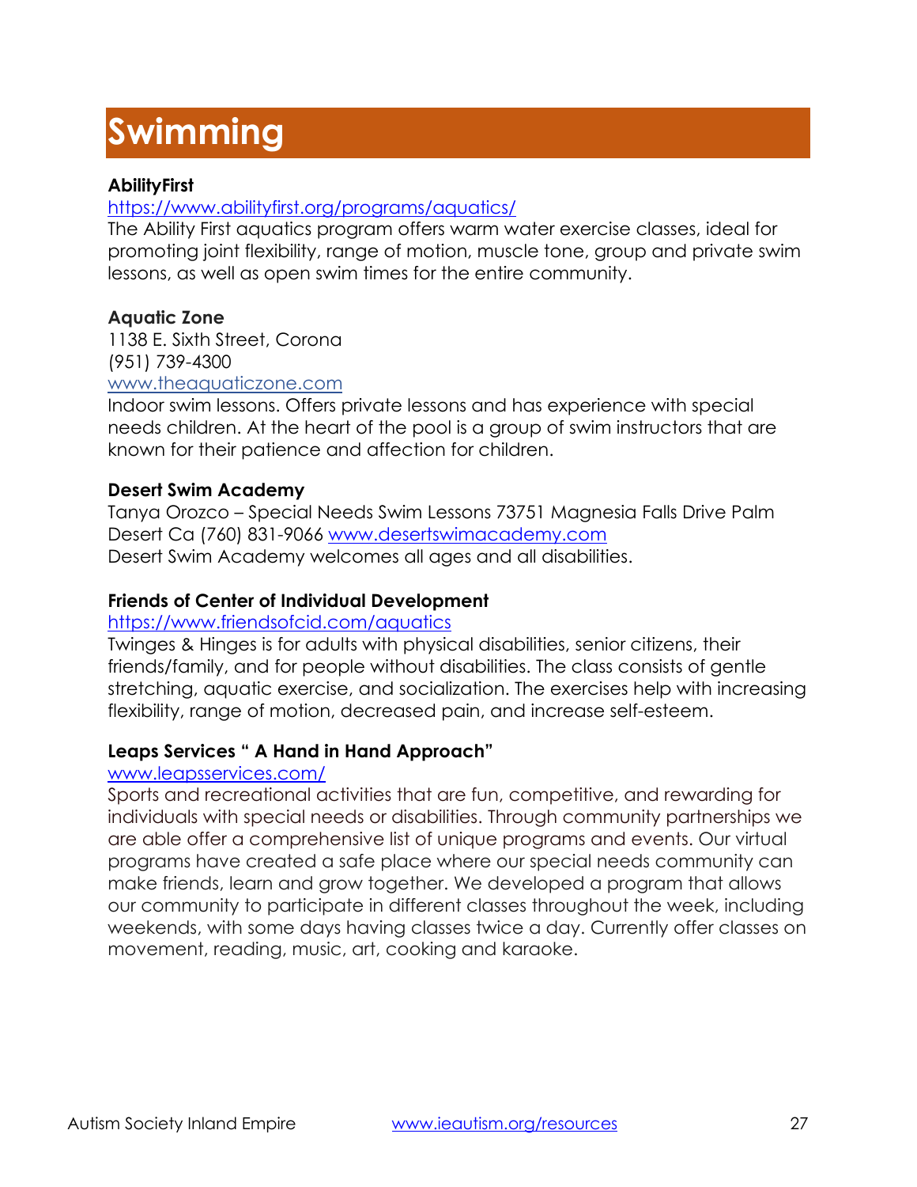# Swimming

**AbilityFirst**
https://www.abilityfirst.org/programs/aquatics/
The Ability First aquatics program offers warm water exercise classes, ideal for promoting joint flexibility, range of motion, muscle tone, group and private swim lessons, as well as open swim times for the entire community.

**Aquatic Zone**
1138 E. Sixth Street, Corona
(951) 739-4300
www.theaquaticzone.com
Indoor swim lessons. Offers private lessons and has experience with special needs children. At the heart of the pool is a group of swim instructors that are known for their patience and affection for children.

**Desert Swim Academy**
Tanya Orozco – Special Needs Swim Lessons 73751 Magnesia Falls Drive Palm Desert Ca (760) 831-9066 www.desertswimacademy.com
Desert Swim Academy welcomes all ages and all disabilities.

**Friends of Center of Individual Development**
https://www.friendsofcid.com/aquatics
Twinges & Hinges is for adults with physical disabilities, senior citizens, their friends/family, and for people without disabilities. The class consists of gentle stretching, aquatic exercise, and socialization. The exercises help with increasing flexibility, range of motion, decreased pain, and increase self-esteem.

**Leaps Services " A Hand in Hand Approach"**
www.leapsservices.com/
Sports and recreational activities that are fun, competitive, and rewarding for individuals with special needs or disabilities. Through community partnerships we are able offer a comprehensive list of unique programs and events. Our virtual programs have created a safe place where our special needs community can make friends, learn and grow together. We developed a program that allows our community to participate in different classes throughout the week, including weekends, with some days having classes twice a day. Currently offer classes on movement, reading, music, art, cooking and karaoke.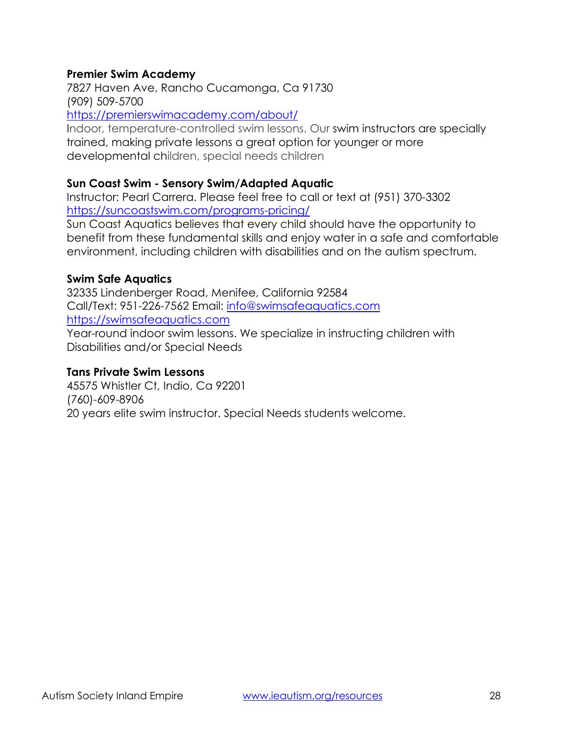**Premier Swim Academy**
7827 Haven Ave, Rancho Cucamonga, Ca 91730
(909) 509-5700
https://premierswimacademy.com/about/
Indoor, temperature-controlled swim lessons. Our swim instructors are specially trained, making private lessons a great option for younger or more developmental children, special needs children

**Sun Coast Swim - Sensory Swim/Adapted Aquatic**
Instructor: Pearl Carrera. Please feel free to call or text at (951) 370-3302
https://suncoastswim.com/programs-pricing/
Sun Coast Aquatics believes that every child should have the opportunity to benefit from these fundamental skills and enjoy water in a safe and comfortable environment, including children with disabilities and on the autism spectrum.

**Swim Safe Aquatics**
32335 Lindenberger Road, Menifee, California 92584
Call/Text: 951-226-7562 Email: info@swimsafeaquatics.com
https://swimsafeaquatics.com
Year-round indoor swim lessons. We specialize in instructing children with Disabilities and/or Special Needs

**Tans Private Swim Lessons**
45575 Whistler Ct, Indio, Ca 92201
(760)-609-8906
20 years elite swim instructor. Special Needs students welcome.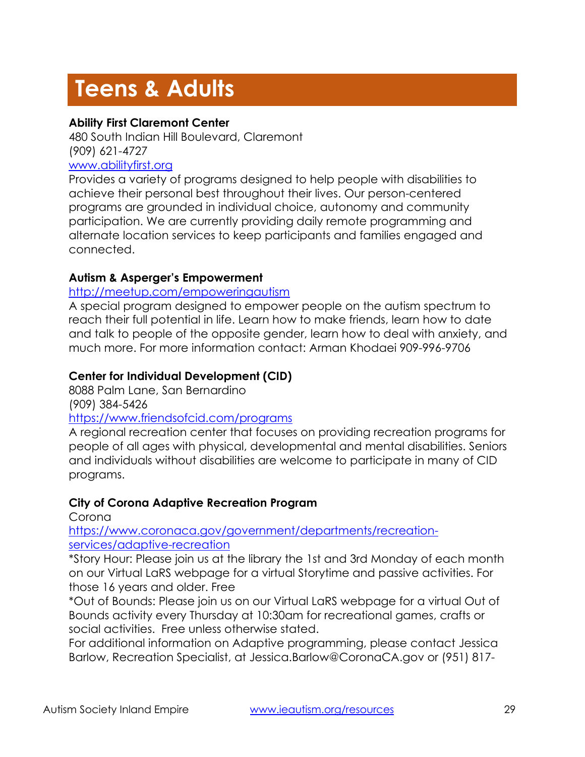# Teens & Adults

**Ability First Claremont Center**
480 South Indian Hill Boulevard, Claremont
(909) 621-4727
www.abilityfirst.org
Provides a variety of programs designed to help people with disabilities to achieve their personal best throughout their lives. Our person-centered programs are grounded in individual choice, autonomy and community participation. We are currently providing daily remote programming and alternate location services to keep participants and families engaged and connected.

**Autism & Asperger's Empowerment**
http://meetup.com/empoweringautism
A special program designed to empower people on the autism spectrum to reach their full potential in life. Learn how to make friends, learn how to date and talk to people of the opposite gender, learn how to deal with anxiety, and much more. For more information contact: Arman Khodaei 909-996-9706

**Center for Individual Development (CID)**
8088 Palm Lane, San Bernardino
(909) 384-5426
https://www.friendsofcid.com/programs
A regional recreation center that focuses on providing recreation programs for people of all ages with physical, developmental and mental disabilities. Seniors and individuals without disabilities are welcome to participate in many of CID programs.

**City of Corona Adaptive Recreation Program**
Corona
https://www.coronaca.gov/government/departments/recreation-services/adaptive-recreation
*Story Hour: Please join us at the library the 1st and 3rd Monday of each month on our Virtual LaRS webpage for a virtual Storytime and passive activities. For those 16 years and older. Free
*Out of Bounds: Please join us on our Virtual LaRS webpage for a virtual Out of Bounds activity every Thursday at 10:30am for recreational games, crafts or social activities. Free unless otherwise stated.
For additional information on Adaptive programming, please contact Jessica Barlow, Recreation Specialist, at Jessica.Barlow@CoronaCA.gov or (951) 817-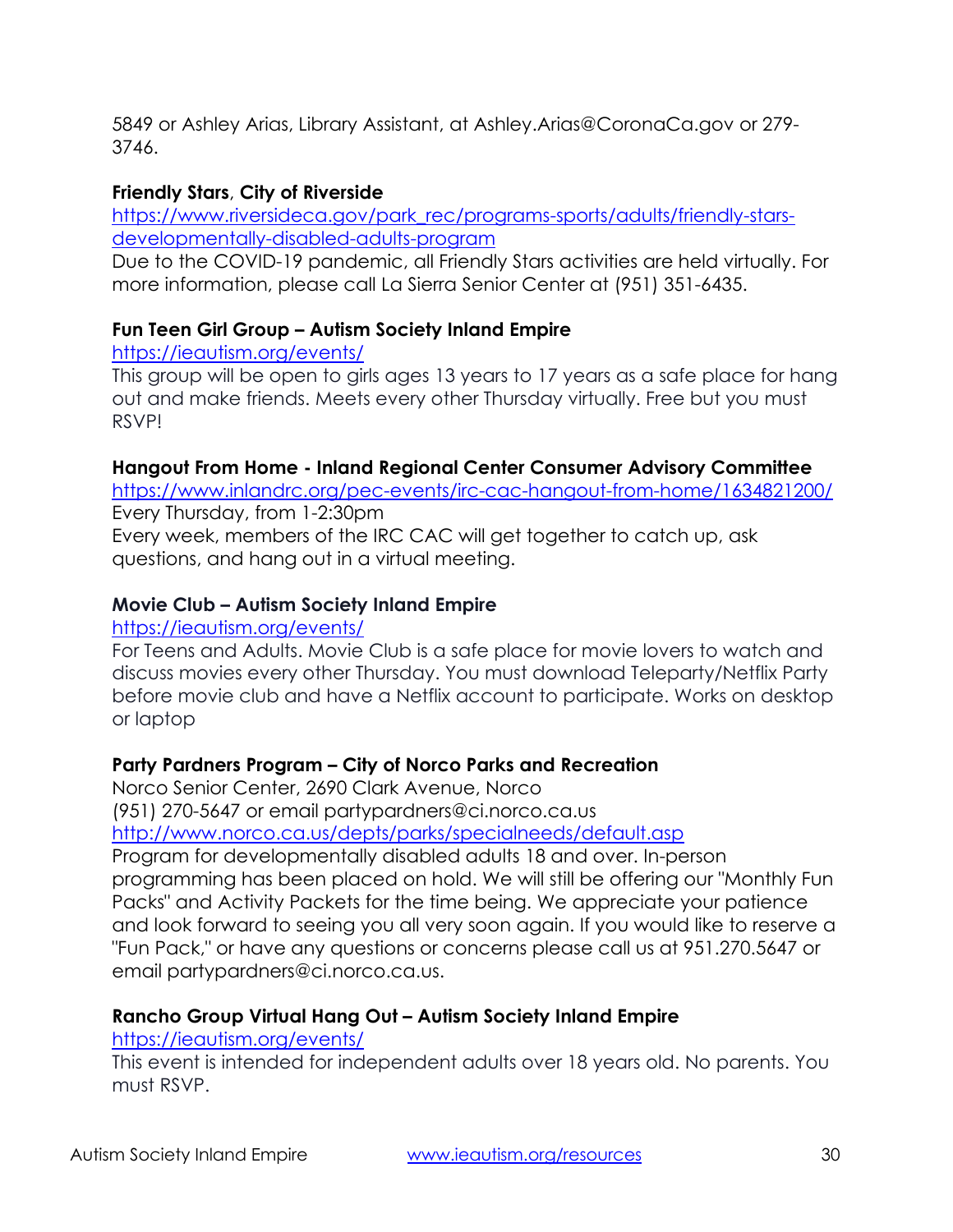5849 or Ashley Arias, Library Assistant, at Ashley.Arias@CoronaCa.gov or 279-3746.

**Friendly Stars**, **City of Riverside**
https://www.riversideca.gov/park_rec/programs-sports/adults/friendly-stars-developmentally-disabled-adults-program
Due to the COVID-19 pandemic, all Friendly Stars activities are held virtually. For more information, please call La Sierra Senior Center at (951) 351-6435.

**Fun Teen Girl Group – Autism Society Inland Empire**
https://ieautism.org/events/
This group will be open to girls ages 13 years to 17 years as a safe place for hang out and make friends. Meets every other Thursday virtually. Free but you must RSVP!

**Hangout From Home - Inland Regional Center Consumer Advisory Committee**
https://www.inlandrc.org/pec-events/irc-cac-hangout-from-home/1634821200/
Every Thursday, from 1-2:30pm
Every week, members of the IRC CAC will get together to catch up, ask questions, and hang out in a virtual meeting.

**Movie Club – Autism Society Inland Empire**
https://ieautism.org/events/
For Teens and Adults. Movie Club is a safe place for movie lovers to watch and discuss movies every other Thursday. You must download Teleparty/Netflix Party before movie club and have a Netflix account to participate. Works on desktop or laptop

**Party Pardners Program – City of Norco Parks and Recreation**
Norco Senior Center, 2690 Clark Avenue, Norco
(951) 270-5647 or email partypardners@ci.norco.ca.us
http://www.norco.ca.us/depts/parks/specialneeds/default.asp
Program for developmentally disabled adults 18 and over. In-person programming has been placed on hold. We will still be offering our "Monthly Fun Packs" and Activity Packets for the time being. We appreciate your patience and look forward to seeing you all very soon again. If you would like to reserve a "Fun Pack," or have any questions or concerns please call us at 951.270.5647 or email partypardners@ci.norco.ca.us.

**Rancho Group Virtual Hang Out – Autism Society Inland Empire**
https://ieautism.org/events/
This event is intended for independent adults over 18 years old. No parents. You must RSVP.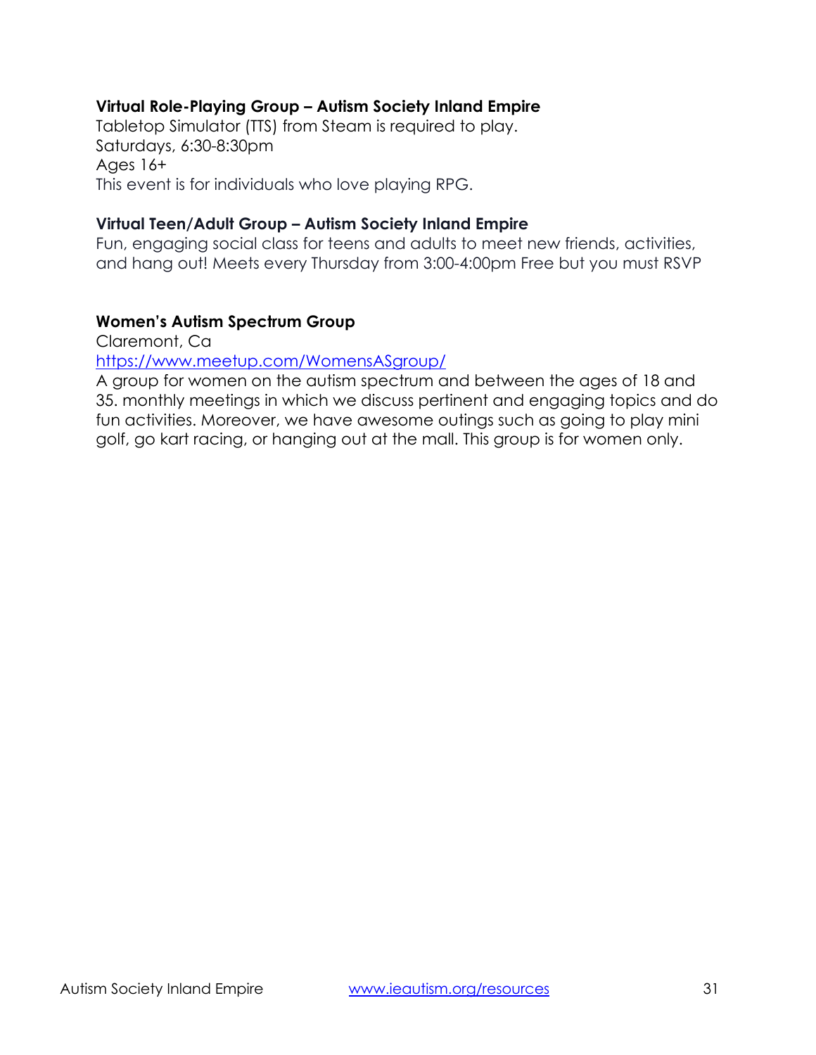**Virtual Role-Playing Group – Autism Society Inland Empire**
Tabletop Simulator (TTS) from Steam is required to play.
Saturdays, 6:30-8:30pm
Ages 16+
This event is for individuals who love playing RPG.

**Virtual Teen/Adult Group – Autism Society Inland Empire**
Fun, engaging social class for teens and adults to meet new friends, activities, and hang out! Meets every Thursday from 3:00-4:00pm Free but you must RSVP

**Women's Autism Spectrum Group**
Claremont, Ca
[https://www.meetup.com/WomensASgroup/](https://www.meetup.com/WomensASgroup/)
A group for women on the autism spectrum and between the ages of 18 and 35. monthly meetings in which we discuss pertinent and engaging topics and do fun activities. Moreover, we have awesome outings such as going to play mini golf, go kart racing, or hanging out at the mall. This group is for women only.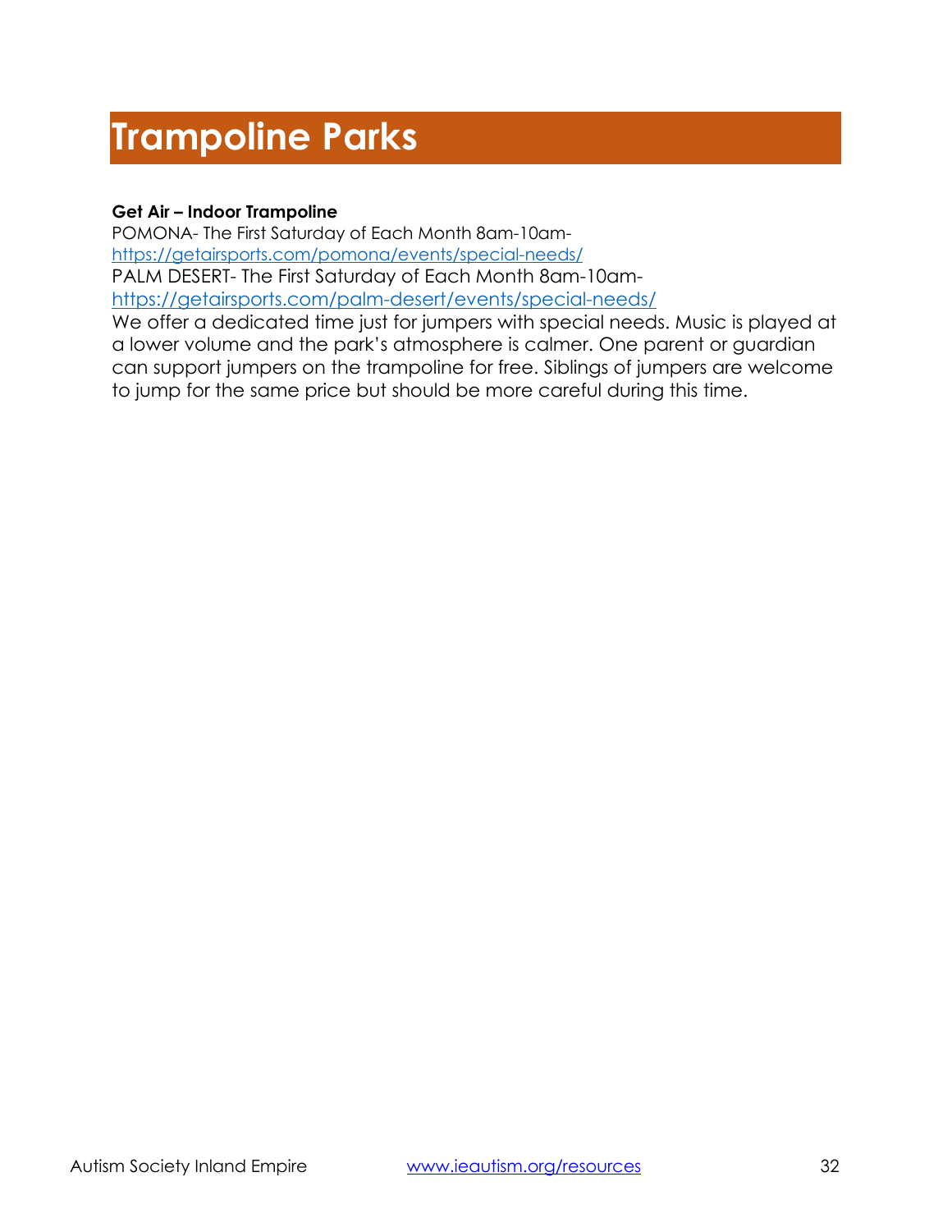# Trampoline Parks

**Get Air – Indoor Trampoline**
POMONA- The First Saturday of Each Month 8am-10am-
https://getairsports.com/pomona/events/special-needs/
PALM DESERT- The First Saturday of Each Month 8am-10am-
https://getairsports.com/palm-desert/events/special-needs/
We offer a dedicated time just for jumpers with special needs. Music is played at a lower volume and the park's atmosphere is calmer. One parent or guardian can support jumpers on the trampoline for free. Siblings of jumpers are welcome to jump for the same price but should be more careful during this time.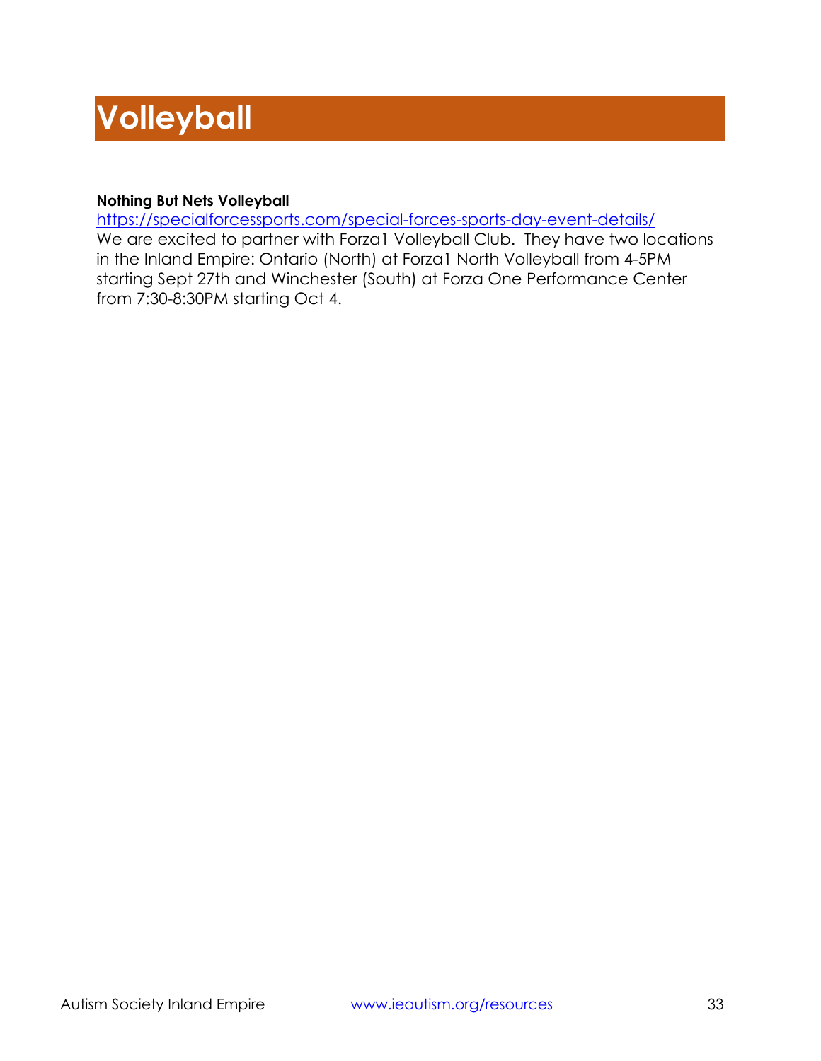# Volleyball

**Nothing But Nets Volleyball**

https://specialforcessports.com/special-forces-sports-day-event-details/

We are excited to partner with Forza1 Volleyball Club. They have two locations in the Inland Empire: Ontario (North) at Forza1 North Volleyball from 4-5PM starting Sept 27th and Winchester (South) at Forza One Performance Center from 7:30-8:30PM starting Oct 4.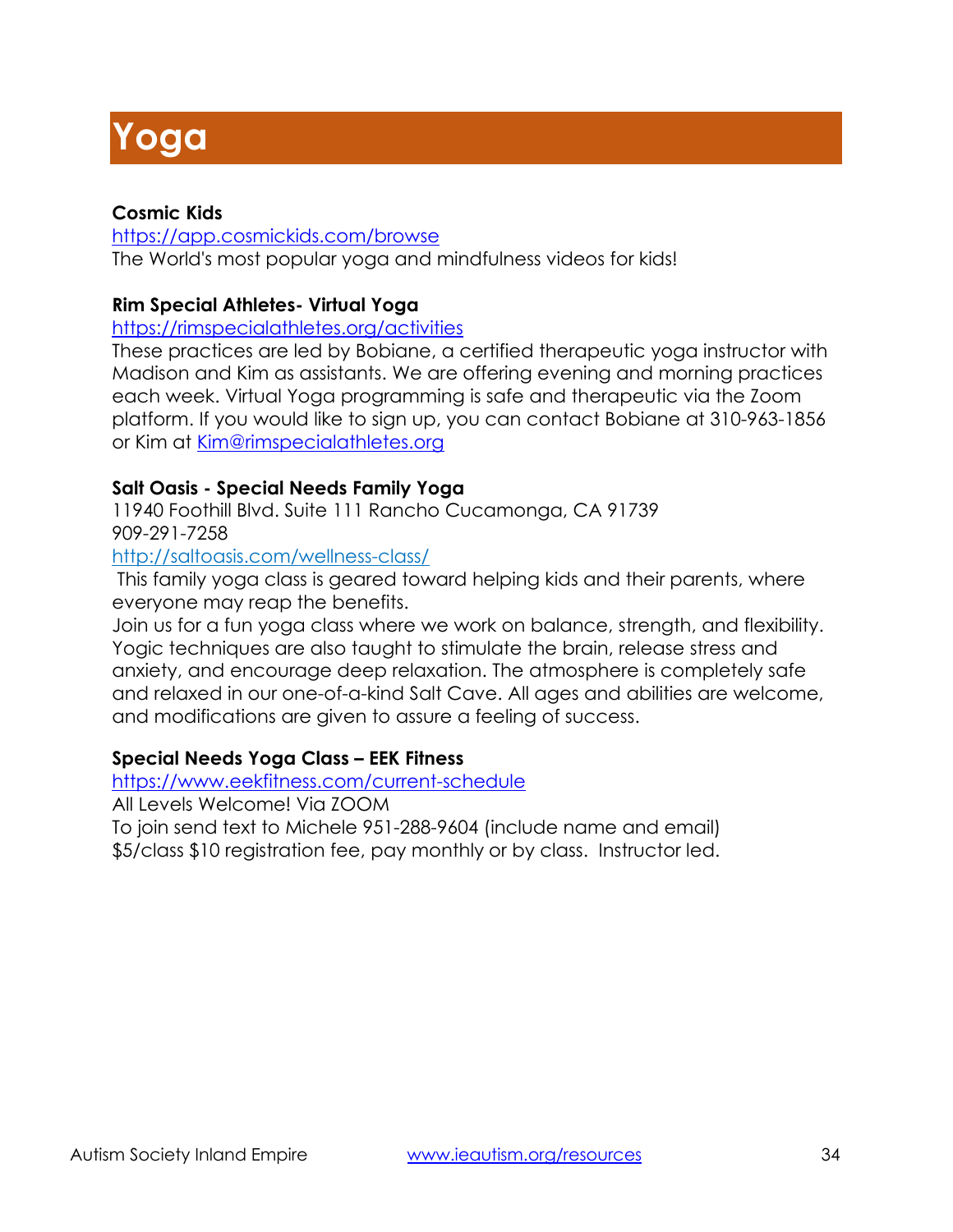# Yoga

**Cosmic Kids**
https://app.cosmickids.com/browse
The World's most popular yoga and mindfulness videos for kids!

**Rim Special Athletes- Virtual Yoga**
https://rimspecialathletes.org/activities
These practices are led by Bobiane, a certified therapeutic yoga instructor with Madison and Kim as assistants. We are offering evening and morning practices each week. Virtual Yoga programming is safe and therapeutic via the Zoom platform. If you would like to sign up, you can contact Bobiane at 310-963-1856 or Kim at Kim@rimspecialathletes.org

**Salt Oasis - Special Needs Family Yoga**
11940 Foothill Blvd. Suite 111 Rancho Cucamonga, CA 91739
909-291-7258
http://saltoasis.com/wellness-class/
This family yoga class is geared toward helping kids and their parents, where everyone may reap the benefits.
Join us for a fun yoga class where we work on balance, strength, and flexibility. Yogic techniques are also taught to stimulate the brain, release stress and anxiety, and encourage deep relaxation. The atmosphere is completely safe and relaxed in our one-of-a-kind Salt Cave. All ages and abilities are welcome, and modifications are given to assure a feeling of success.

**Special Needs Yoga Class – EEK Fitness**
https://www.eekfitness.com/current-schedule
All Levels Welcome! Via ZOOM
To join send text to Michele 951-288-9604 (include name and email)
$5/class $10 registration fee, pay monthly or by class. Instructor led.